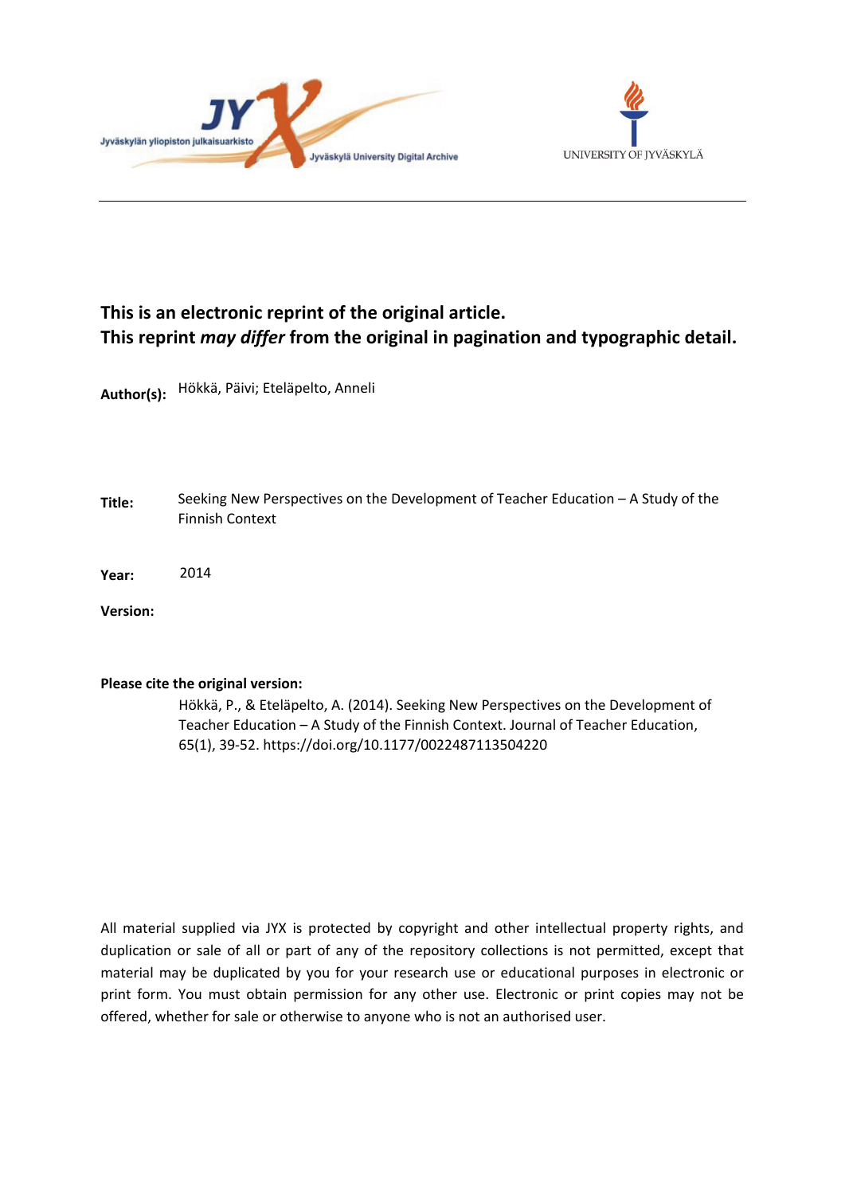Jyväskylän yliopiston julkaisuarkisto

Jyväskylä University Digital Archive

UNIVERSITY OF JYVÄSKYLÄ

**This is an electronic reprint of the original article.**
**This reprint *may differ* from the original in pagination and typographic detail.**

**Author(s):** Hökkä, Päivi; Eteläpelto, Anneli

**Title:** Seeking New Perspectives on the Development of Teacher Education – A Study of the Finnish Context

**Year:** 2014

**Version:**

**Please cite the original version:**

Hökkä, P., & Eteläpelto, A. (2014). Seeking New Perspectives on the Development of Teacher Education – A Study of the Finnish Context. Journal of Teacher Education, 65(1), 39-52. https://doi.org/10.1177/0022487113504220

All material supplied via JYX is protected by copyright and other intellectual property rights, and duplication or sale of all or part of any of the repository collections is not permitted, except that material may be duplicated by you for your research use or educational purposes in electronic or print form. You must obtain permission for any other use. Electronic or print copies may not be offered, whether for sale or otherwise to anyone who is not an authorised user.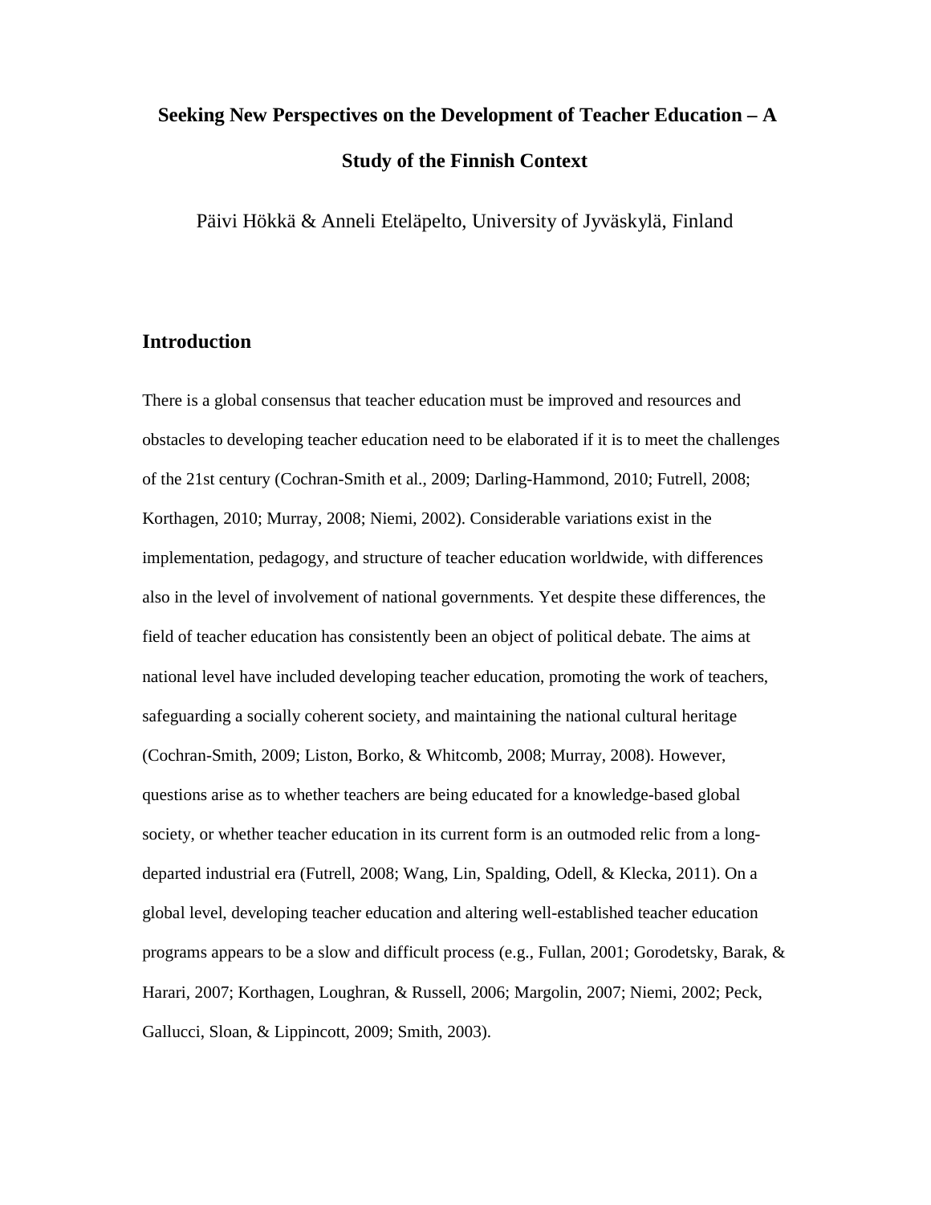# Seeking New Perspectives on the Development of Teacher Education – A Study of the Finnish Context

Päivi Hökkä & Anneli Eteläpelto, University of Jyväskylä, Finland

## Introduction

There is a global consensus that teacher education must be improved and resources and obstacles to developing teacher education need to be elaborated if it is to meet the challenges of the 21st century (Cochran-Smith et al., 2009; Darling-Hammond, 2010; Futrell, 2008; Korthagen, 2010; Murray, 2008; Niemi, 2002). Considerable variations exist in the implementation, pedagogy, and structure of teacher education worldwide, with differences also in the level of involvement of national governments. Yet despite these differences, the field of teacher education has consistently been an object of political debate. The aims at national level have included developing teacher education, promoting the work of teachers, safeguarding a socially coherent society, and maintaining the national cultural heritage (Cochran-Smith, 2009; Liston, Borko, & Whitcomb, 2008; Murray, 2008). However, questions arise as to whether teachers are being educated for a knowledge-based global society, or whether teacher education in its current form is an outmoded relic from a long-departed industrial era (Futrell, 2008; Wang, Lin, Spalding, Odell, & Klecka, 2011). On a global level, developing teacher education and altering well-established teacher education programs appears to be a slow and difficult process (e.g., Fullan, 2001; Gorodetsky, Barak, & Harari, 2007; Korthagen, Loughran, & Russell, 2006; Margolin, 2007; Niemi, 2002; Peck, Gallucci, Sloan, & Lippincott, 2009; Smith, 2003).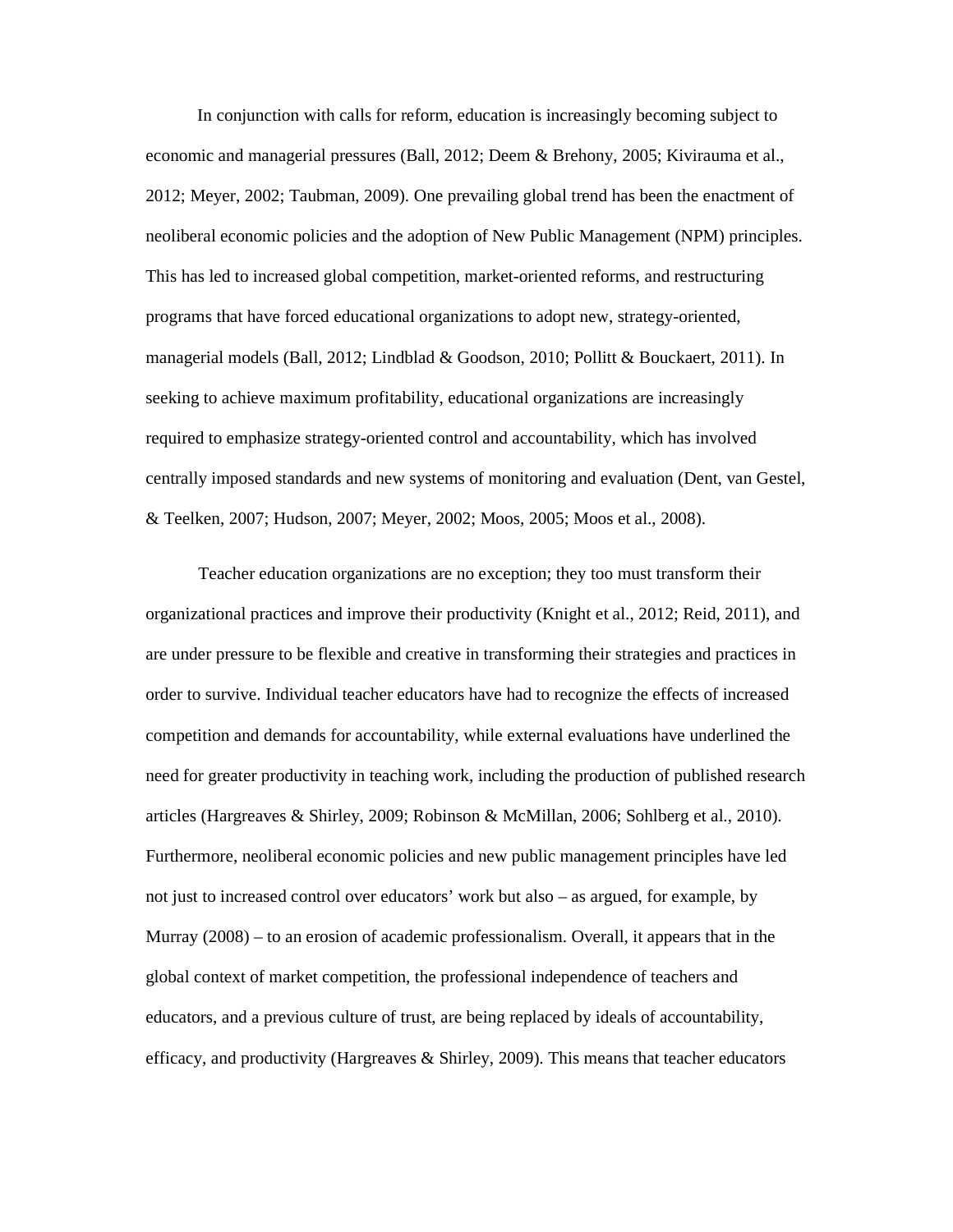In conjunction with calls for reform, education is increasingly becoming subject to economic and managerial pressures (Ball, 2012; Deem & Brehony, 2005; Kivirauma et al., 2012; Meyer, 2002; Taubman, 2009). One prevailing global trend has been the enactment of neoliberal economic policies and the adoption of New Public Management (NPM) principles. This has led to increased global competition, market-oriented reforms, and restructuring programs that have forced educational organizations to adopt new, strategy-oriented, managerial models (Ball, 2012; Lindblad & Goodson, 2010; Pollitt & Bouckaert, 2011). In seeking to achieve maximum profitability, educational organizations are increasingly required to emphasize strategy-oriented control and accountability, which has involved centrally imposed standards and new systems of monitoring and evaluation (Dent, van Gestel, & Teelken, 2007; Hudson, 2007; Meyer, 2002; Moos, 2005; Moos et al., 2008).

Teacher education organizations are no exception; they too must transform their organizational practices and improve their productivity (Knight et al., 2012; Reid, 2011), and are under pressure to be flexible and creative in transforming their strategies and practices in order to survive. Individual teacher educators have had to recognize the effects of increased competition and demands for accountability, while external evaluations have underlined the need for greater productivity in teaching work, including the production of published research articles (Hargreaves & Shirley, 2009; Robinson & McMillan, 2006; Sohlberg et al., 2010). Furthermore, neoliberal economic policies and new public management principles have led not just to increased control over educators' work but also – as argued, for example, by Murray (2008) – to an erosion of academic professionalism. Overall, it appears that in the global context of market competition, the professional independence of teachers and educators, and a previous culture of trust, are being replaced by ideals of accountability, efficacy, and productivity (Hargreaves & Shirley, 2009). This means that teacher educators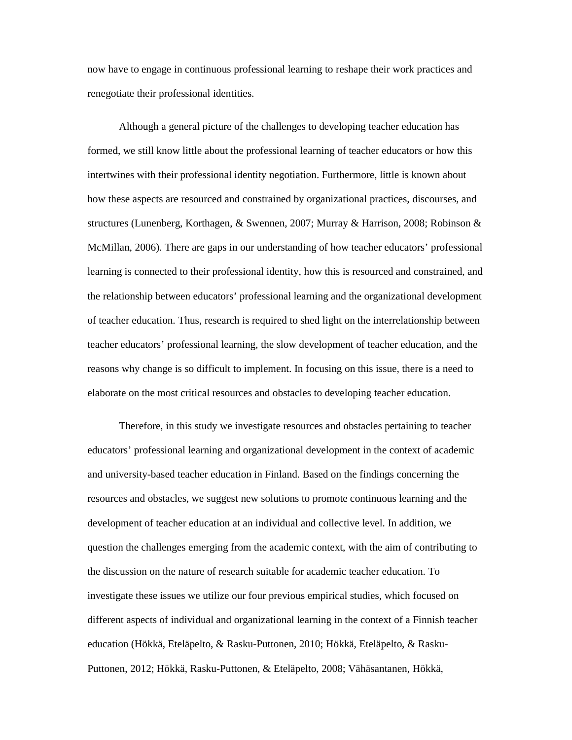now have to engage in continuous professional learning to reshape their work practices and renegotiate their professional identities.

Although a general picture of the challenges to developing teacher education has formed, we still know little about the professional learning of teacher educators or how this intertwines with their professional identity negotiation. Furthermore, little is known about how these aspects are resourced and constrained by organizational practices, discourses, and structures (Lunenberg, Korthagen, & Swennen, 2007; Murray & Harrison, 2008; Robinson & McMillan, 2006). There are gaps in our understanding of how teacher educators' professional learning is connected to their professional identity, how this is resourced and constrained, and the relationship between educators' professional learning and the organizational development of teacher education. Thus, research is required to shed light on the interrelationship between teacher educators' professional learning, the slow development of teacher education, and the reasons why change is so difficult to implement. In focusing on this issue, there is a need to elaborate on the most critical resources and obstacles to developing teacher education.

Therefore, in this study we investigate resources and obstacles pertaining to teacher educators' professional learning and organizational development in the context of academic and university-based teacher education in Finland. Based on the findings concerning the resources and obstacles, we suggest new solutions to promote continuous learning and the development of teacher education at an individual and collective level. In addition, we question the challenges emerging from the academic context, with the aim of contributing to the discussion on the nature of research suitable for academic teacher education. To investigate these issues we utilize our four previous empirical studies, which focused on different aspects of individual and organizational learning in the context of a Finnish teacher education (Hökkä, Eteläpelto, & Rasku-Puttonen, 2010; Hökkä, Eteläpelto, & Rasku-Puttonen, 2012; Hökkä, Rasku-Puttonen, & Eteläpelto, 2008; Vähäsantanen, Hökkä,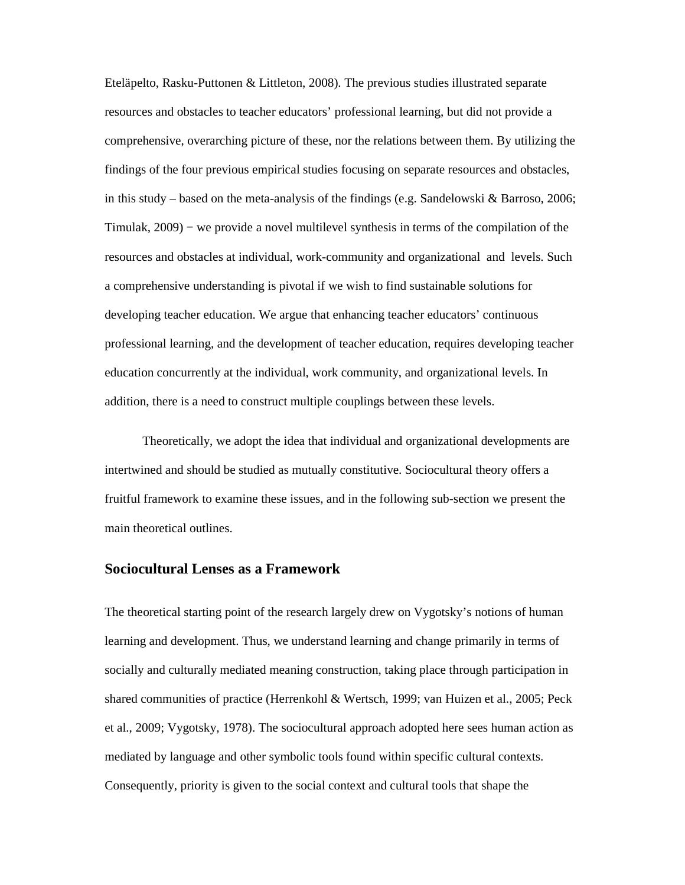Eteläpelto, Rasku-Puttonen & Littleton, 2008). The previous studies illustrated separate resources and obstacles to teacher educators' professional learning, but did not provide a comprehensive, overarching picture of these, nor the relations between them. By utilizing the findings of the four previous empirical studies focusing on separate resources and obstacles, in this study – based on the meta-analysis of the findings (e.g. Sandelowski & Barroso, 2006; Timulak, 2009) − we provide a novel multilevel synthesis in terms of the compilation of the resources and obstacles at individual, work-community and organizational  and  levels. Such a comprehensive understanding is pivotal if we wish to find sustainable solutions for developing teacher education. We argue that enhancing teacher educators' continuous professional learning, and the development of teacher education, requires developing teacher education concurrently at the individual, work community, and organizational levels. In addition, there is a need to construct multiple couplings between these levels.

Theoretically, we adopt the idea that individual and organizational developments are intertwined and should be studied as mutually constitutive. Sociocultural theory offers a fruitful framework to examine these issues, and in the following sub-section we present the main theoretical outlines.

## Sociocultural Lenses as a Framework

The theoretical starting point of the research largely drew on Vygotsky's notions of human learning and development. Thus, we understand learning and change primarily in terms of socially and culturally mediated meaning construction, taking place through participation in shared communities of practice (Herrenkohl & Wertsch, 1999; van Huizen et al., 2005; Peck et al., 2009; Vygotsky, 1978). The sociocultural approach adopted here sees human action as mediated by language and other symbolic tools found within specific cultural contexts. Consequently, priority is given to the social context and cultural tools that shape the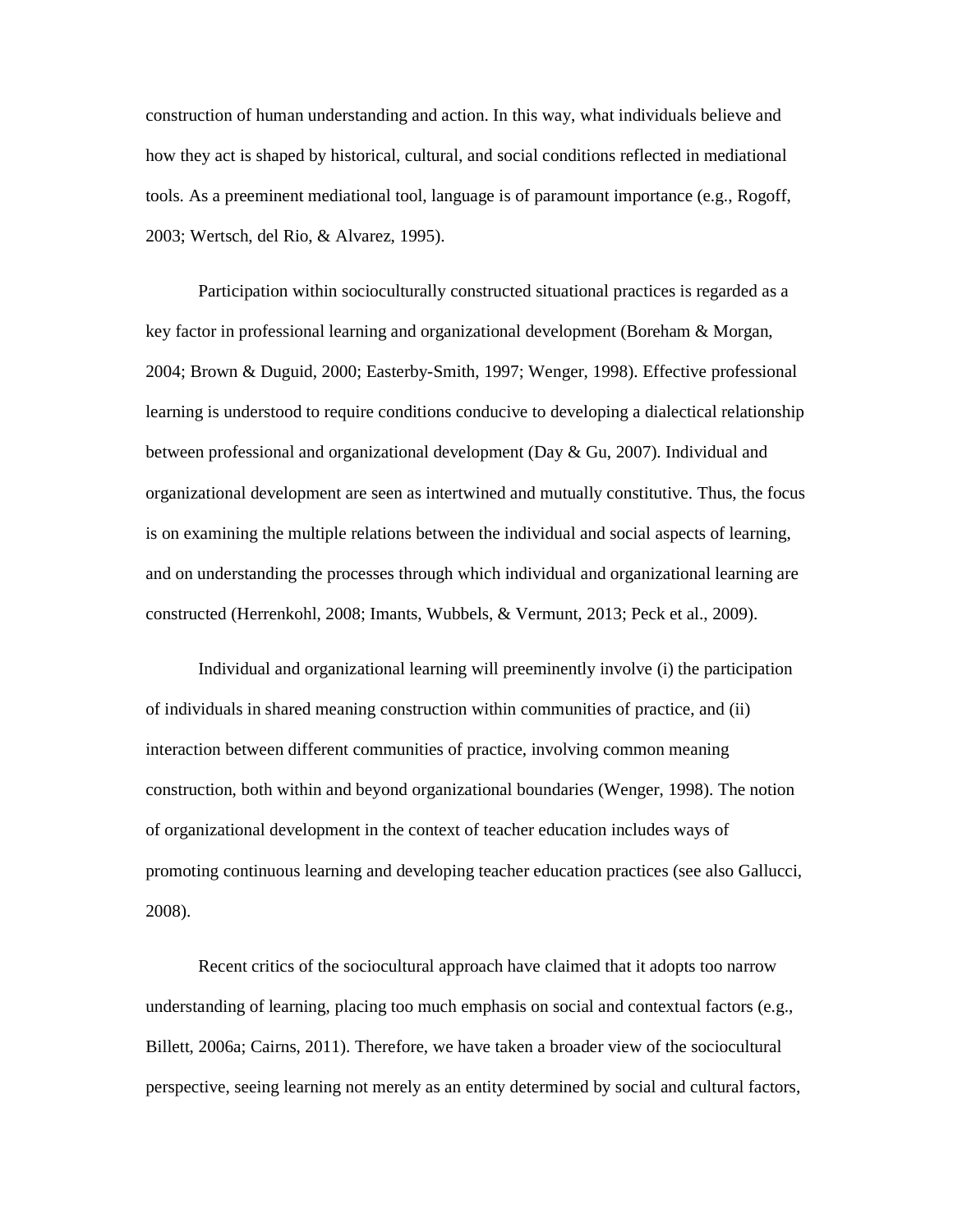construction of human understanding and action. In this way, what individuals believe and how they act is shaped by historical, cultural, and social conditions reflected in mediational tools. As a preeminent mediational tool, language is of paramount importance (e.g., Rogoff, 2003; Wertsch, del Rio, & Alvarez, 1995).

Participation within socioculturally constructed situational practices is regarded as a key factor in professional learning and organizational development (Boreham & Morgan, 2004; Brown & Duguid, 2000; Easterby-Smith, 1997; Wenger, 1998). Effective professional learning is understood to require conditions conducive to developing a dialectical relationship between professional and organizational development (Day & Gu, 2007). Individual and organizational development are seen as intertwined and mutually constitutive. Thus, the focus is on examining the multiple relations between the individual and social aspects of learning, and on understanding the processes through which individual and organizational learning are constructed (Herrenkohl, 2008; Imants, Wubbels, & Vermunt, 2013; Peck et al., 2009).

Individual and organizational learning will preeminently involve (i) the participation of individuals in shared meaning construction within communities of practice, and (ii) interaction between different communities of practice, involving common meaning construction, both within and beyond organizational boundaries (Wenger, 1998). The notion of organizational development in the context of teacher education includes ways of promoting continuous learning and developing teacher education practices (see also Gallucci, 2008).

Recent critics of the sociocultural approach have claimed that it adopts too narrow understanding of learning, placing too much emphasis on social and contextual factors (e.g., Billett, 2006a; Cairns, 2011). Therefore, we have taken a broader view of the sociocultural perspective, seeing learning not merely as an entity determined by social and cultural factors,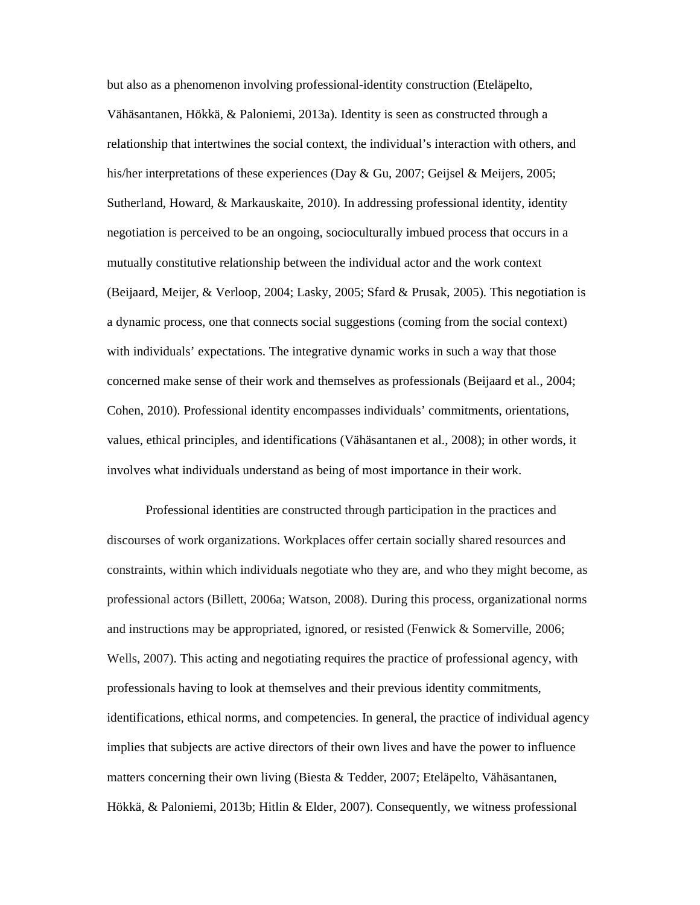but also as a phenomenon involving professional-identity construction (Eteläpelto, Vähäsantanen, Hökkä, & Paloniemi, 2013a). Identity is seen as constructed through a relationship that intertwines the social context, the individual's interaction with others, and his/her interpretations of these experiences (Day & Gu, 2007; Geijsel & Meijers, 2005; Sutherland, Howard, & Markauskaite, 2010). In addressing professional identity, identity negotiation is perceived to be an ongoing, socioculturally imbued process that occurs in a mutually constitutive relationship between the individual actor and the work context (Beijaard, Meijer, & Verloop, 2004; Lasky, 2005; Sfard & Prusak, 2005). This negotiation is a dynamic process, one that connects social suggestions (coming from the social context) with individuals' expectations. The integrative dynamic works in such a way that those concerned make sense of their work and themselves as professionals (Beijaard et al., 2004; Cohen, 2010). Professional identity encompasses individuals' commitments, orientations, values, ethical principles, and identifications (Vähäsantanen et al., 2008); in other words, it involves what individuals understand as being of most importance in their work.

Professional identities are constructed through participation in the practices and discourses of work organizations. Workplaces offer certain socially shared resources and constraints, within which individuals negotiate who they are, and who they might become, as professional actors (Billett, 2006a; Watson, 2008). During this process, organizational norms and instructions may be appropriated, ignored, or resisted (Fenwick & Somerville, 2006; Wells, 2007). This acting and negotiating requires the practice of professional agency, with professionals having to look at themselves and their previous identity commitments, identifications, ethical norms, and competencies. In general, the practice of individual agency implies that subjects are active directors of their own lives and have the power to influence matters concerning their own living (Biesta & Tedder, 2007; Eteläpelto, Vähäsantanen, Hökkä, & Paloniemi, 2013b; Hitlin & Elder, 2007). Consequently, we witness professional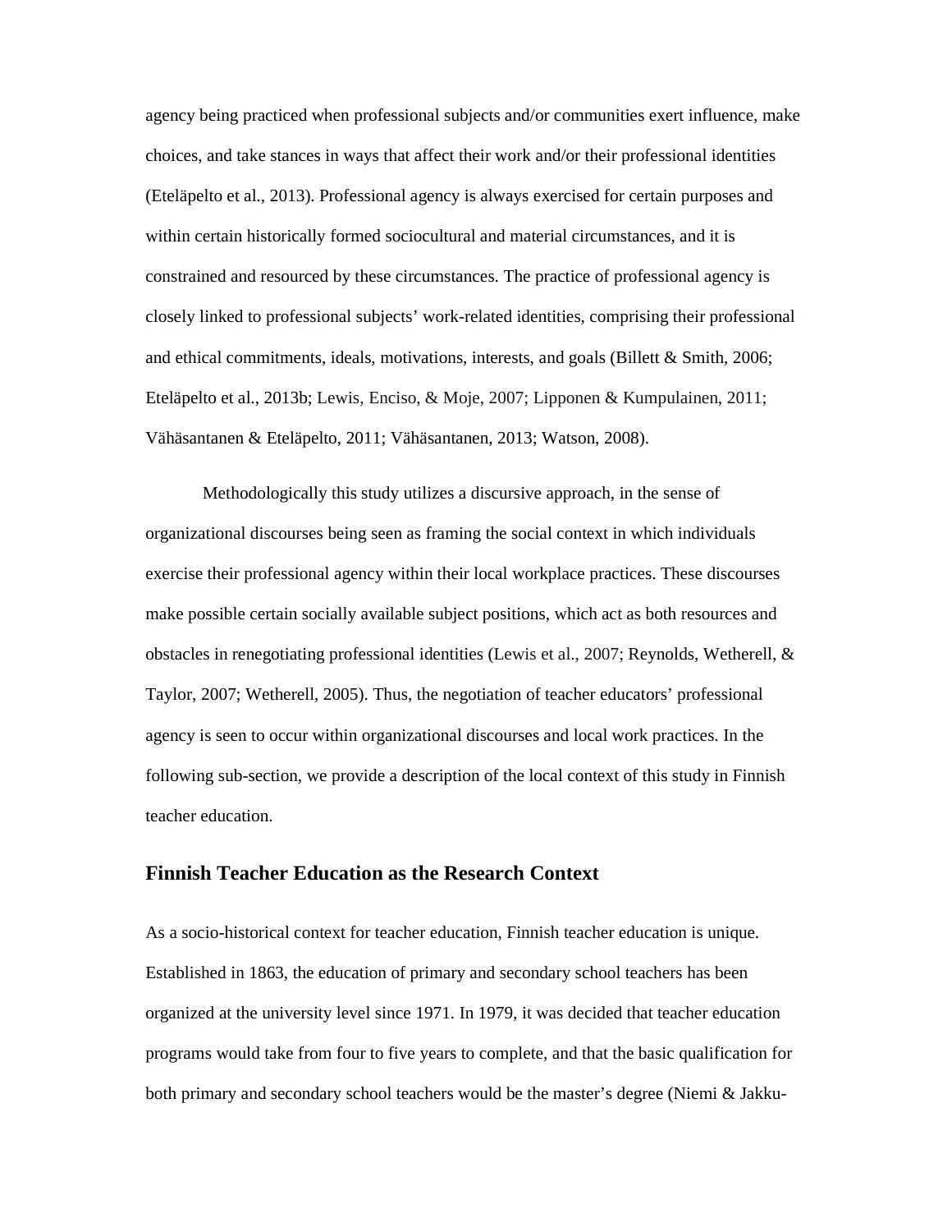agency being practiced when professional subjects and/or communities exert influence, make choices, and take stances in ways that affect their work and/or their professional identities (Eteläpelto et al., 2013). Professional agency is always exercised for certain purposes and within certain historically formed sociocultural and material circumstances, and it is constrained and resourced by these circumstances. The practice of professional agency is closely linked to professional subjects' work-related identities, comprising their professional and ethical commitments, ideals, motivations, interests, and goals (Billett & Smith, 2006; Eteläpelto et al., 2013b; Lewis, Enciso, & Moje, 2007; Lipponen & Kumpulainen, 2011; Vähäsantanen & Eteläpelto, 2011; Vähäsantanen, 2013; Watson, 2008).

Methodologically this study utilizes a discursive approach, in the sense of organizational discourses being seen as framing the social context in which individuals exercise their professional agency within their local workplace practices. These discourses make possible certain socially available subject positions, which act as both resources and obstacles in renegotiating professional identities (Lewis et al., 2007; Reynolds, Wetherell, & Taylor, 2007; Wetherell, 2005). Thus, the negotiation of teacher educators' professional agency is seen to occur within organizational discourses and local work practices. In the following sub-section, we provide a description of the local context of this study in Finnish teacher education.

## Finnish Teacher Education as the Research Context

As a socio-historical context for teacher education, Finnish teacher education is unique. Established in 1863, the education of primary and secondary school teachers has been organized at the university level since 1971. In 1979, it was decided that teacher education programs would take from four to five years to complete, and that the basic qualification for both primary and secondary school teachers would be the master's degree (Niemi & Jakku-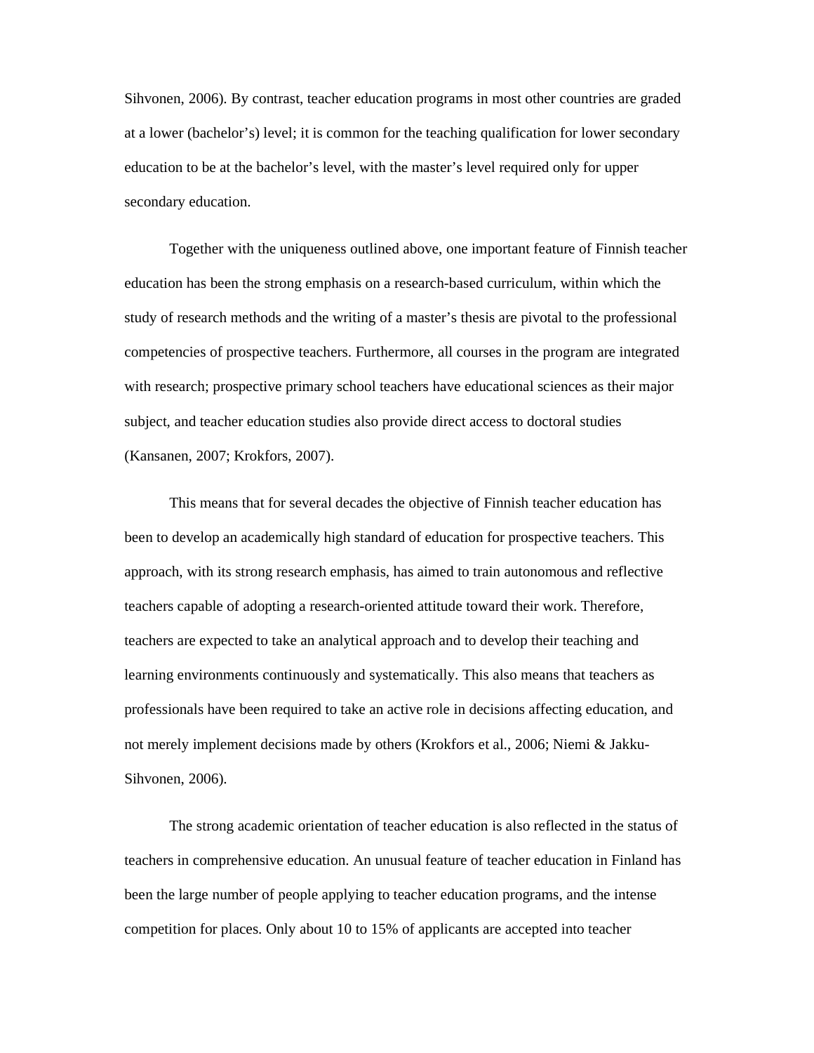Sihvonen, 2006). By contrast, teacher education programs in most other countries are graded at a lower (bachelor's) level; it is common for the teaching qualification for lower secondary education to be at the bachelor's level, with the master's level required only for upper secondary education.

Together with the uniqueness outlined above, one important feature of Finnish teacher education has been the strong emphasis on a research-based curriculum, within which the study of research methods and the writing of a master's thesis are pivotal to the professional competencies of prospective teachers. Furthermore, all courses in the program are integrated with research; prospective primary school teachers have educational sciences as their major subject, and teacher education studies also provide direct access to doctoral studies (Kansanen, 2007; Krokfors, 2007).

This means that for several decades the objective of Finnish teacher education has been to develop an academically high standard of education for prospective teachers. This approach, with its strong research emphasis, has aimed to train autonomous and reflective teachers capable of adopting a research-oriented attitude toward their work. Therefore, teachers are expected to take an analytical approach and to develop their teaching and learning environments continuously and systematically. This also means that teachers as professionals have been required to take an active role in decisions affecting education, and not merely implement decisions made by others (Krokfors et al., 2006; Niemi & Jakku-Sihvonen, 2006).

The strong academic orientation of teacher education is also reflected in the status of teachers in comprehensive education. An unusual feature of teacher education in Finland has been the large number of people applying to teacher education programs, and the intense competition for places. Only about 10 to 15% of applicants are accepted into teacher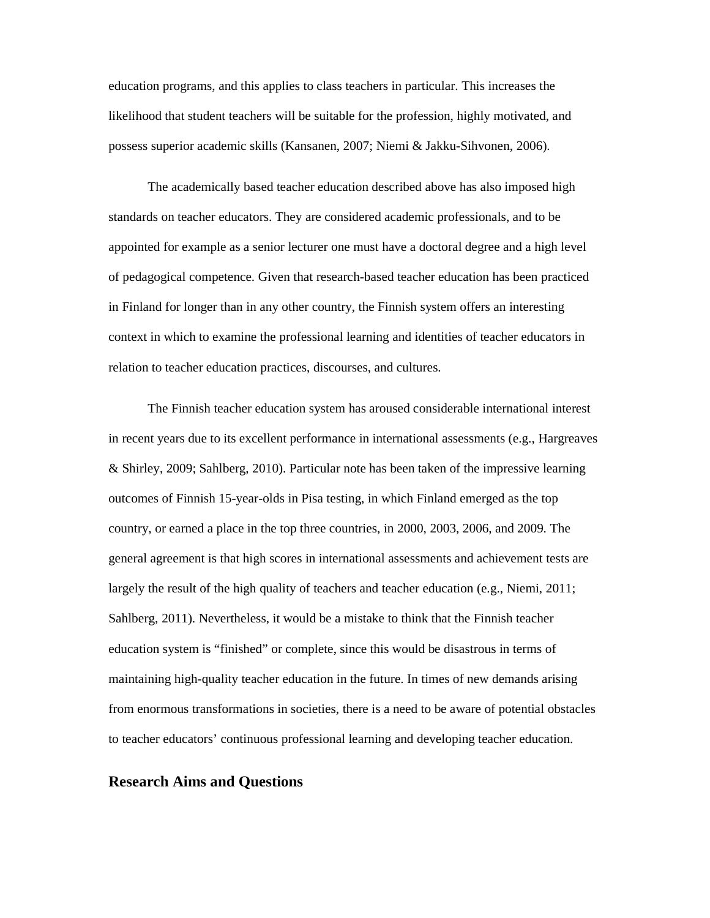education programs, and this applies to class teachers in particular. This increases the likelihood that student teachers will be suitable for the profession, highly motivated, and possess superior academic skills (Kansanen, 2007; Niemi & Jakku-Sihvonen, 2006).

The academically based teacher education described above has also imposed high standards on teacher educators. They are considered academic professionals, and to be appointed for example as a senior lecturer one must have a doctoral degree and a high level of pedagogical competence. Given that research-based teacher education has been practiced in Finland for longer than in any other country, the Finnish system offers an interesting context in which to examine the professional learning and identities of teacher educators in relation to teacher education practices, discourses, and cultures.

The Finnish teacher education system has aroused considerable international interest in recent years due to its excellent performance in international assessments (e.g., Hargreaves & Shirley, 2009; Sahlberg, 2010). Particular note has been taken of the impressive learning outcomes of Finnish 15-year-olds in Pisa testing, in which Finland emerged as the top country, or earned a place in the top three countries, in 2000, 2003, 2006, and 2009. The general agreement is that high scores in international assessments and achievement tests are largely the result of the high quality of teachers and teacher education (e.g., Niemi, 2011; Sahlberg, 2011). Nevertheless, it would be a mistake to think that the Finnish teacher education system is "finished" or complete, since this would be disastrous in terms of maintaining high-quality teacher education in the future. In times of new demands arising from enormous transformations in societies, there is a need to be aware of potential obstacles to teacher educators' continuous professional learning and developing teacher education.

## Research Aims and Questions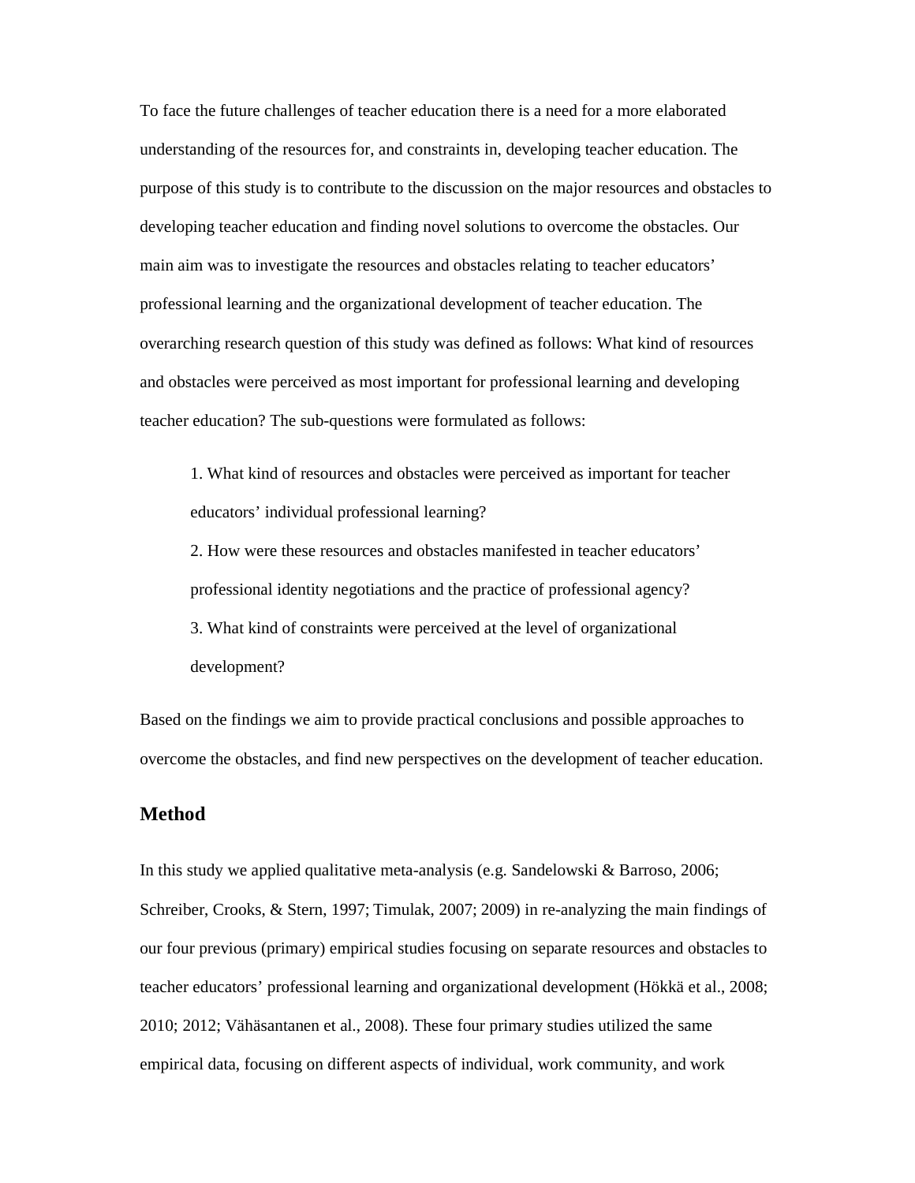To face the future challenges of teacher education there is a need for a more elaborated understanding of the resources for, and constraints in, developing teacher education. The purpose of this study is to contribute to the discussion on the major resources and obstacles to developing teacher education and finding novel solutions to overcome the obstacles. Our main aim was to investigate the resources and obstacles relating to teacher educators' professional learning and the organizational development of teacher education. The overarching research question of this study was defined as follows: What kind of resources and obstacles were perceived as most important for professional learning and developing teacher education? The sub-questions were formulated as follows:

1. What kind of resources and obstacles were perceived as important for teacher educators' individual professional learning?
2. How were these resources and obstacles manifested in teacher educators' professional identity negotiations and the practice of professional agency?
3. What kind of constraints were perceived at the level of organizational development?

Based on the findings we aim to provide practical conclusions and possible approaches to overcome the obstacles, and find new perspectives on the development of teacher education.

## Method

In this study we applied qualitative meta-analysis (e.g. Sandelowski & Barroso, 2006; Schreiber, Crooks, & Stern, 1997; Timulak, 2007; 2009) in re-analyzing the main findings of our four previous (primary) empirical studies focusing on separate resources and obstacles to teacher educators' professional learning and organizational development (Hökkä et al., 2008; 2010; 2012; Vähäsantanen et al., 2008). These four primary studies utilized the same empirical data, focusing on different aspects of individual, work community, and work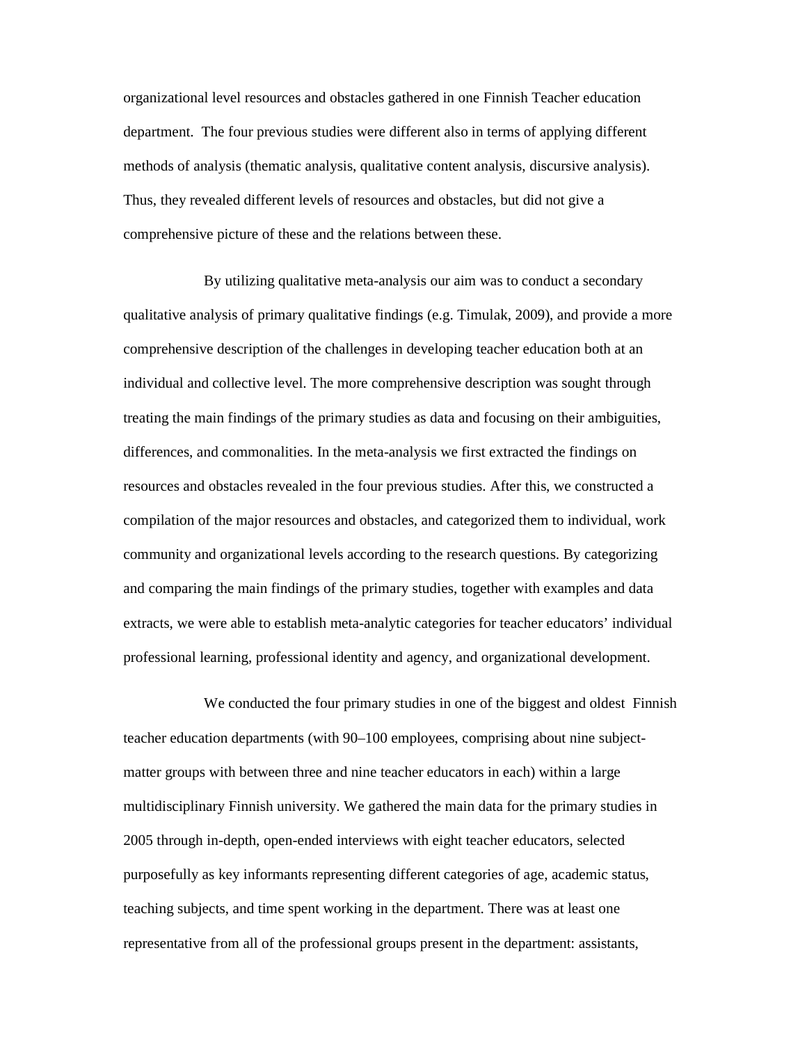organizational level resources and obstacles gathered in one Finnish Teacher education department. The four previous studies were different also in terms of applying different methods of analysis (thematic analysis, qualitative content analysis, discursive analysis). Thus, they revealed different levels of resources and obstacles, but did not give a comprehensive picture of these and the relations between these.

By utilizing qualitative meta-analysis our aim was to conduct a secondary qualitative analysis of primary qualitative findings (e.g. Timulak, 2009), and provide a more comprehensive description of the challenges in developing teacher education both at an individual and collective level. The more comprehensive description was sought through treating the main findings of the primary studies as data and focusing on their ambiguities, differences, and commonalities. In the meta-analysis we first extracted the findings on resources and obstacles revealed in the four previous studies. After this, we constructed a compilation of the major resources and obstacles, and categorized them to individual, work community and organizational levels according to the research questions. By categorizing and comparing the main findings of the primary studies, together with examples and data extracts, we were able to establish meta-analytic categories for teacher educators' individual professional learning, professional identity and agency, and organizational development.

We conducted the four primary studies in one of the biggest and oldest Finnish teacher education departments (with 90–100 employees, comprising about nine subject-matter groups with between three and nine teacher educators in each) within a large multidisciplinary Finnish university. We gathered the main data for the primary studies in 2005 through in-depth, open-ended interviews with eight teacher educators, selected purposefully as key informants representing different categories of age, academic status, teaching subjects, and time spent working in the department. There was at least one representative from all of the professional groups present in the department: assistants,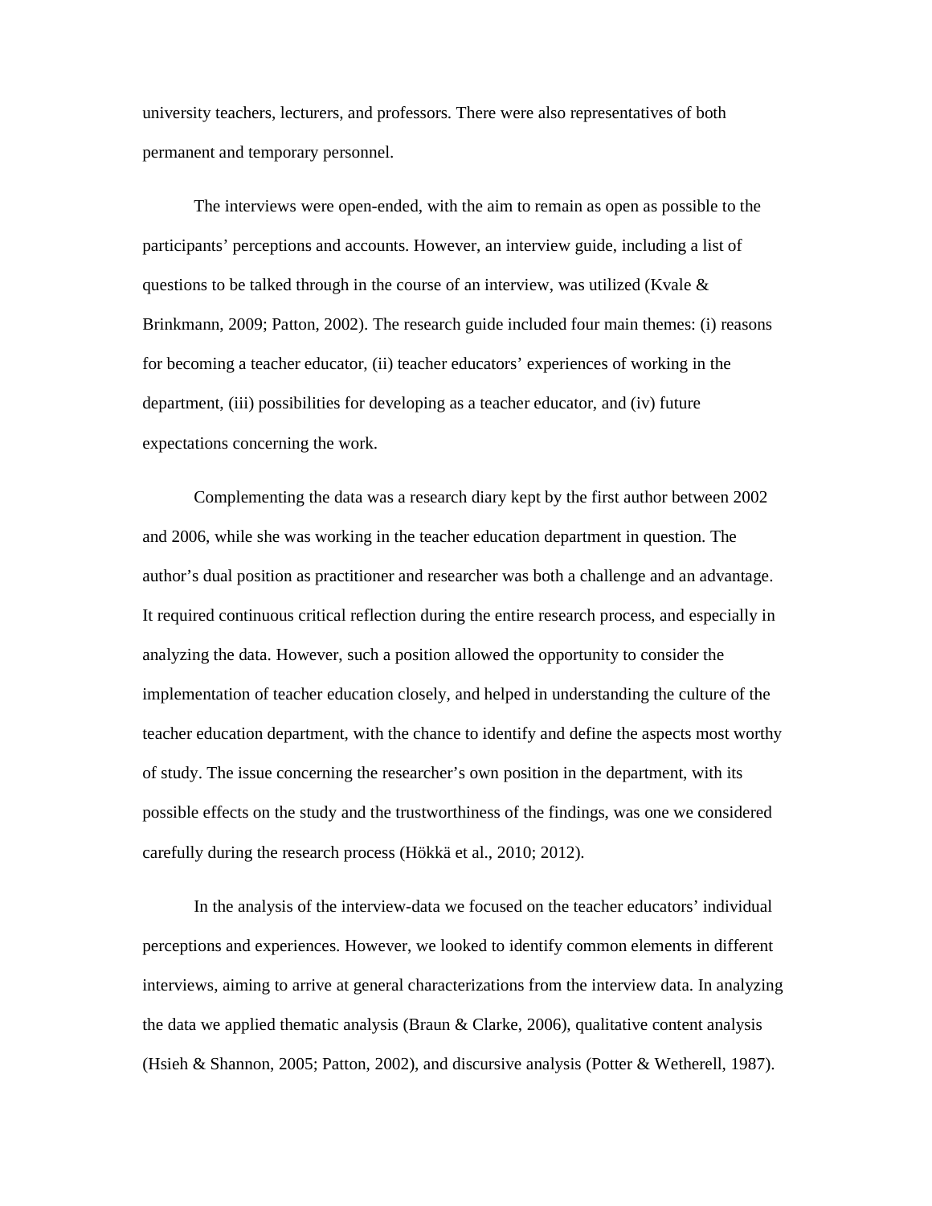university teachers, lecturers, and professors. There were also representatives of both permanent and temporary personnel.

The interviews were open-ended, with the aim to remain as open as possible to the participants' perceptions and accounts. However, an interview guide, including a list of questions to be talked through in the course of an interview, was utilized (Kvale & Brinkmann, 2009; Patton, 2002). The research guide included four main themes: (i) reasons for becoming a teacher educator, (ii) teacher educators' experiences of working in the department, (iii) possibilities for developing as a teacher educator, and (iv) future expectations concerning the work.

Complementing the data was a research diary kept by the first author between 2002 and 2006, while she was working in the teacher education department in question. The author's dual position as practitioner and researcher was both a challenge and an advantage. It required continuous critical reflection during the entire research process, and especially in analyzing the data. However, such a position allowed the opportunity to consider the implementation of teacher education closely, and helped in understanding the culture of the teacher education department, with the chance to identify and define the aspects most worthy of study. The issue concerning the researcher's own position in the department, with its possible effects on the study and the trustworthiness of the findings, was one we considered carefully during the research process (Hökkä et al., 2010; 2012).

In the analysis of the interview-data we focused on the teacher educators' individual perceptions and experiences. However, we looked to identify common elements in different interviews, aiming to arrive at general characterizations from the interview data. In analyzing the data we applied thematic analysis (Braun & Clarke, 2006), qualitative content analysis (Hsieh & Shannon, 2005; Patton, 2002), and discursive analysis (Potter & Wetherell, 1987).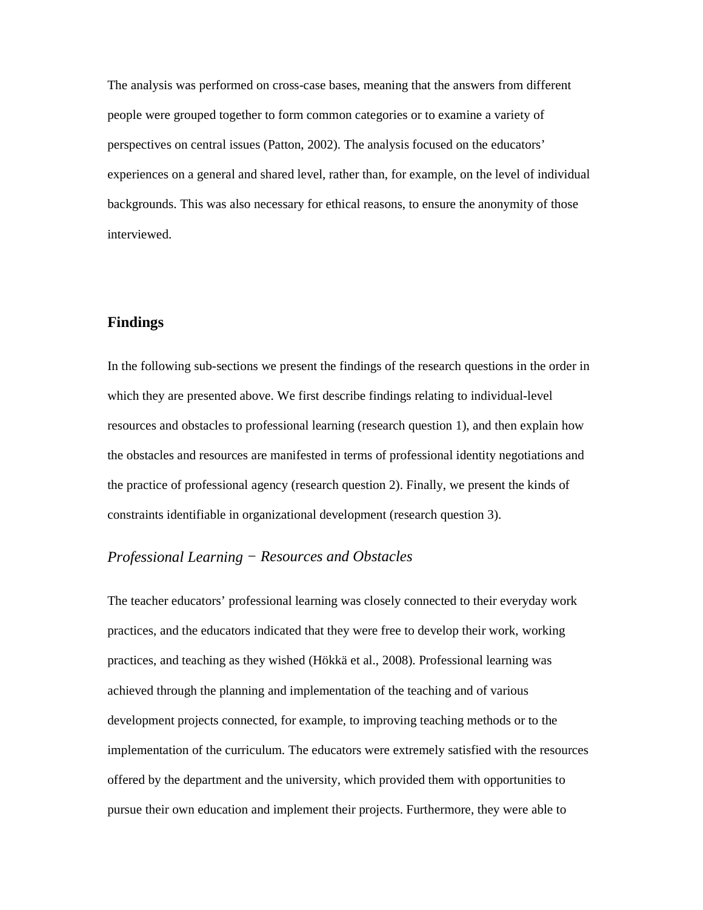The analysis was performed on cross-case bases, meaning that the answers from different people were grouped together to form common categories or to examine a variety of perspectives on central issues (Patton, 2002). The analysis focused on the educators' experiences on a general and shared level, rather than, for example, on the level of individual backgrounds. This was also necessary for ethical reasons, to ensure the anonymity of those interviewed.

## Findings

In the following sub-sections we present the findings of the research questions in the order in which they are presented above. We first describe findings relating to individual-level resources and obstacles to professional learning (research question 1), and then explain how the obstacles and resources are manifested in terms of professional identity negotiations and the practice of professional agency (research question 2). Finally, we present the kinds of constraints identifiable in organizational development (research question 3).

### *Professional Learning − Resources and Obstacles*

The teacher educators' professional learning was closely connected to their everyday work practices, and the educators indicated that they were free to develop their work, working practices, and teaching as they wished (Hökkä et al., 2008). Professional learning was achieved through the planning and implementation of the teaching and of various development projects connected, for example, to improving teaching methods or to the implementation of the curriculum. The educators were extremely satisfied with the resources offered by the department and the university, which provided them with opportunities to pursue their own education and implement their projects. Furthermore, they were able to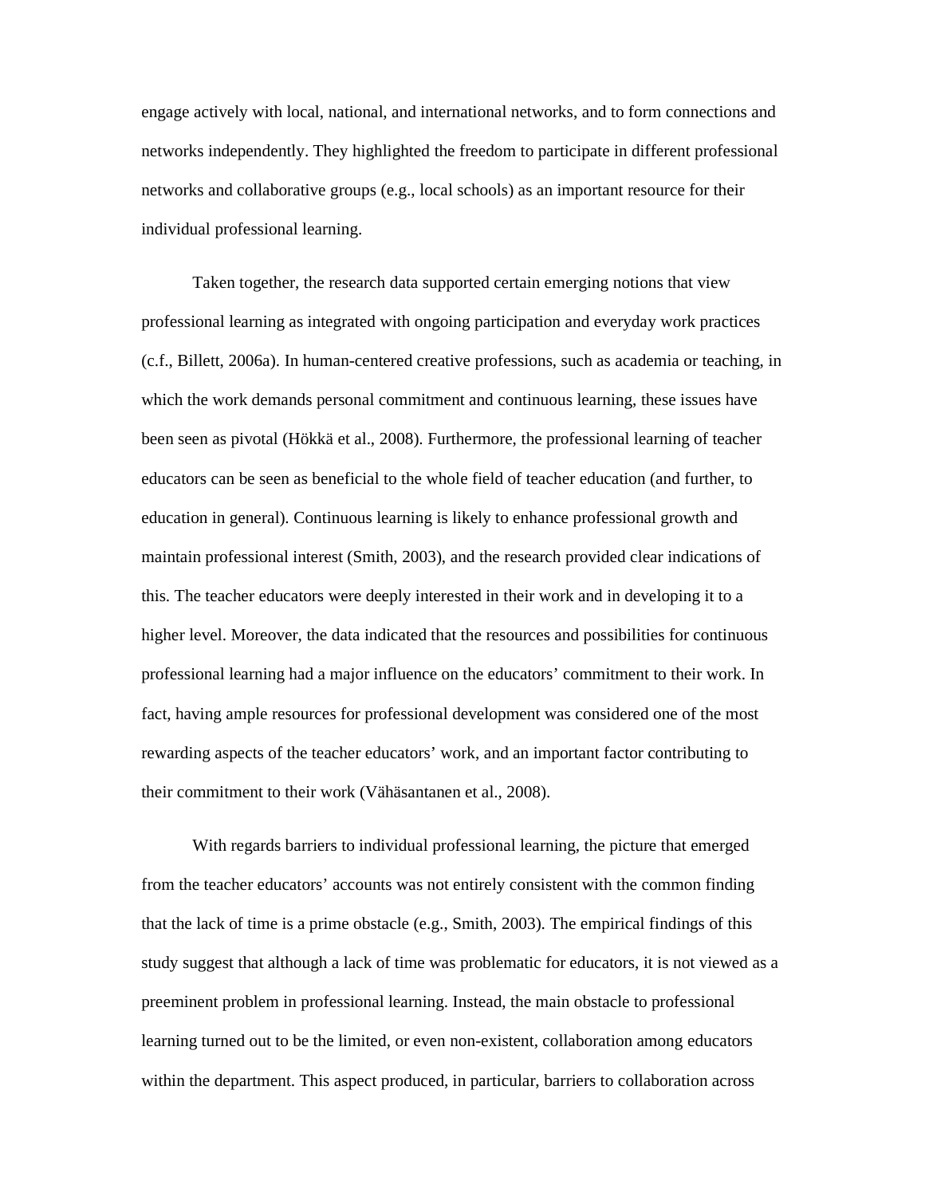engage actively with local, national, and international networks, and to form connections and networks independently. They highlighted the freedom to participate in different professional networks and collaborative groups (e.g., local schools) as an important resource for their individual professional learning.

Taken together, the research data supported certain emerging notions that view professional learning as integrated with ongoing participation and everyday work practices (c.f., Billett, 2006a). In human-centered creative professions, such as academia or teaching, in which the work demands personal commitment and continuous learning, these issues have been seen as pivotal (Hökkä et al., 2008). Furthermore, the professional learning of teacher educators can be seen as beneficial to the whole field of teacher education (and further, to education in general). Continuous learning is likely to enhance professional growth and maintain professional interest (Smith, 2003), and the research provided clear indications of this. The teacher educators were deeply interested in their work and in developing it to a higher level. Moreover, the data indicated that the resources and possibilities for continuous professional learning had a major influence on the educators' commitment to their work. In fact, having ample resources for professional development was considered one of the most rewarding aspects of the teacher educators' work, and an important factor contributing to their commitment to their work (Vähäsantanen et al., 2008).

With regards barriers to individual professional learning, the picture that emerged from the teacher educators' accounts was not entirely consistent with the common finding that the lack of time is a prime obstacle (e.g., Smith, 2003). The empirical findings of this study suggest that although a lack of time was problematic for educators, it is not viewed as a preeminent problem in professional learning. Instead, the main obstacle to professional learning turned out to be the limited, or even non-existent, collaboration among educators within the department. This aspect produced, in particular, barriers to collaboration across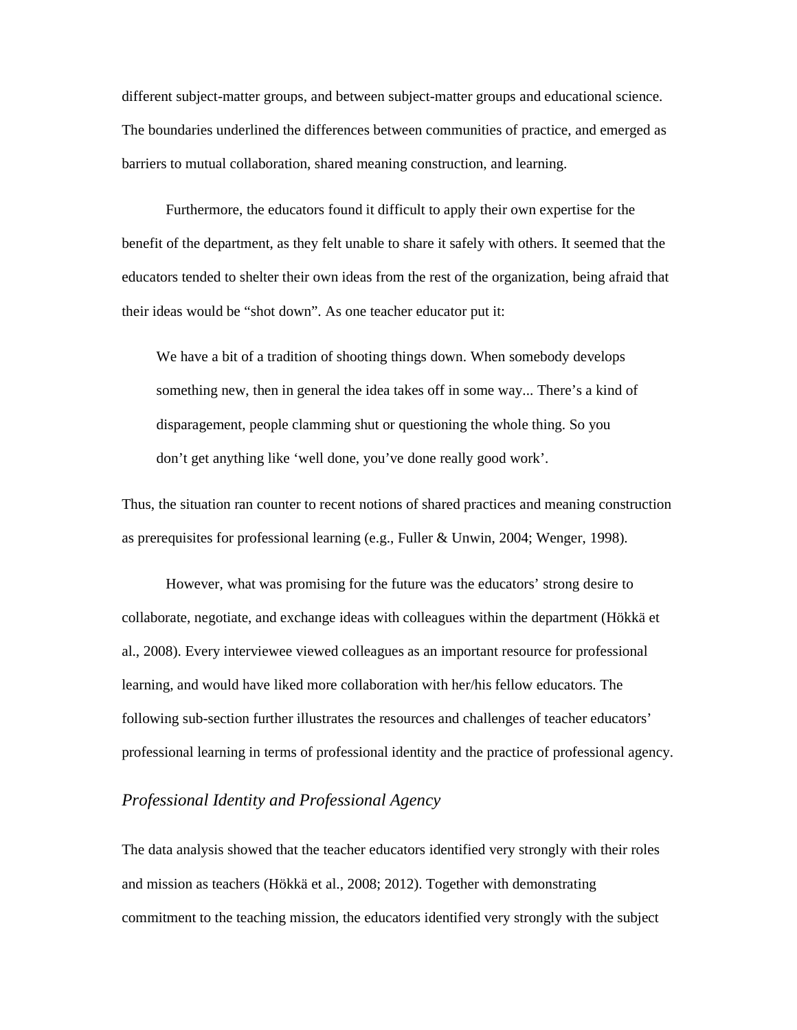different subject-matter groups, and between subject-matter groups and educational science. The boundaries underlined the differences between communities of practice, and emerged as barriers to mutual collaboration, shared meaning construction, and learning.

Furthermore, the educators found it difficult to apply their own expertise for the benefit of the department, as they felt unable to share it safely with others. It seemed that the educators tended to shelter their own ideas from the rest of the organization, being afraid that their ideas would be "shot down". As one teacher educator put it:

> We have a bit of a tradition of shooting things down. When somebody develops something new, then in general the idea takes off in some way... There's a kind of disparagement, people clamming shut or questioning the whole thing. So you don't get anything like 'well done, you've done really good work'.

Thus, the situation ran counter to recent notions of shared practices and meaning construction as prerequisites for professional learning (e.g., Fuller & Unwin, 2004; Wenger, 1998).

However, what was promising for the future was the educators' strong desire to collaborate, negotiate, and exchange ideas with colleagues within the department (Hökkä et al., 2008). Every interviewee viewed colleagues as an important resource for professional learning, and would have liked more collaboration with her/his fellow educators. The following sub-section further illustrates the resources and challenges of teacher educators' professional learning in terms of professional identity and the practice of professional agency.

### *Professional Identity and Professional Agency*

The data analysis showed that the teacher educators identified very strongly with their roles and mission as teachers (Hökkä et al., 2008; 2012). Together with demonstrating commitment to the teaching mission, the educators identified very strongly with the subject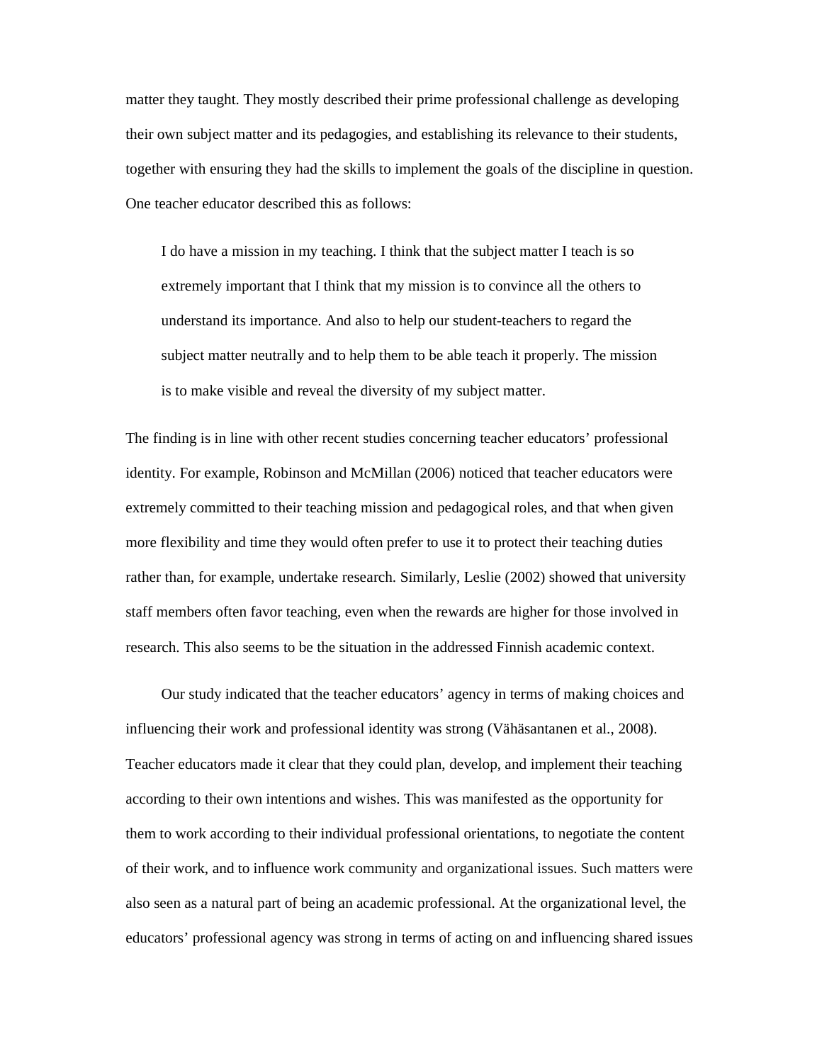matter they taught. They mostly described their prime professional challenge as developing their own subject matter and its pedagogies, and establishing its relevance to their students, together with ensuring they had the skills to implement the goals of the discipline in question. One teacher educator described this as follows:

> I do have a mission in my teaching. I think that the subject matter I teach is so extremely important that I think that my mission is to convince all the others to understand its importance. And also to help our student-teachers to regard the subject matter neutrally and to help them to be able teach it properly. The mission is to make visible and reveal the diversity of my subject matter.

The finding is in line with other recent studies concerning teacher educators' professional identity. For example, Robinson and McMillan (2006) noticed that teacher educators were extremely committed to their teaching mission and pedagogical roles, and that when given more flexibility and time they would often prefer to use it to protect their teaching duties rather than, for example, undertake research. Similarly, Leslie (2002) showed that university staff members often favor teaching, even when the rewards are higher for those involved in research. This also seems to be the situation in the addressed Finnish academic context.

Our study indicated that the teacher educators' agency in terms of making choices and influencing their work and professional identity was strong (Vähäsantanen et al., 2008). Teacher educators made it clear that they could plan, develop, and implement their teaching according to their own intentions and wishes. This was manifested as the opportunity for them to work according to their individual professional orientations, to negotiate the content of their work, and to influence work community and organizational issues. Such matters were also seen as a natural part of being an academic professional. At the organizational level, the educators' professional agency was strong in terms of acting on and influencing shared issues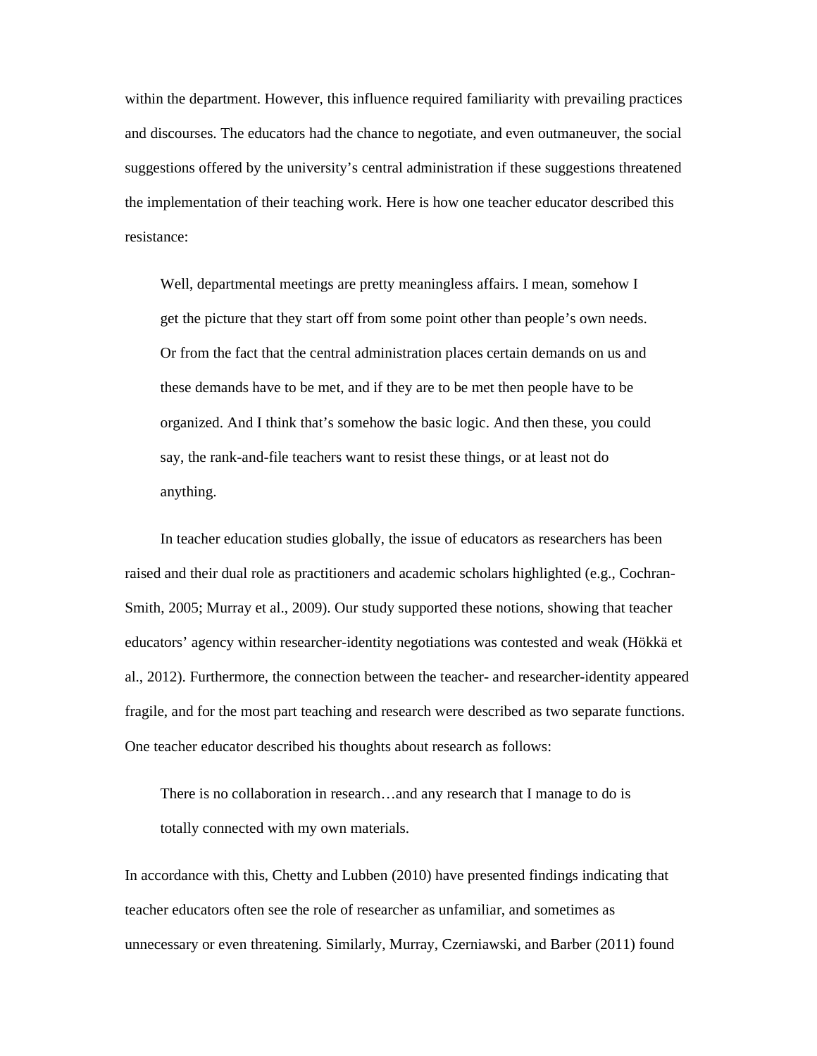within the department. However, this influence required familiarity with prevailing practices and discourses. The educators had the chance to negotiate, and even outmaneuver, the social suggestions offered by the university's central administration if these suggestions threatened the implementation of their teaching work. Here is how one teacher educator described this resistance:

> Well, departmental meetings are pretty meaningless affairs. I mean, somehow I get the picture that they start off from some point other than people's own needs. Or from the fact that the central administration places certain demands on us and these demands have to be met, and if they are to be met then people have to be organized. And I think that's somehow the basic logic. And then these, you could say, the rank-and-file teachers want to resist these things, or at least not do anything.

In teacher education studies globally, the issue of educators as researchers has been raised and their dual role as practitioners and academic scholars highlighted (e.g., Cochran-Smith, 2005; Murray et al., 2009). Our study supported these notions, showing that teacher educators' agency within researcher-identity negotiations was contested and weak (Hökkä et al., 2012). Furthermore, the connection between the teacher- and researcher-identity appeared fragile, and for the most part teaching and research were described as two separate functions. One teacher educator described his thoughts about research as follows:

> There is no collaboration in research…and any research that I manage to do is totally connected with my own materials.

In accordance with this, Chetty and Lubben (2010) have presented findings indicating that teacher educators often see the role of researcher as unfamiliar, and sometimes as unnecessary or even threatening. Similarly, Murray, Czerniawski, and Barber (2011) found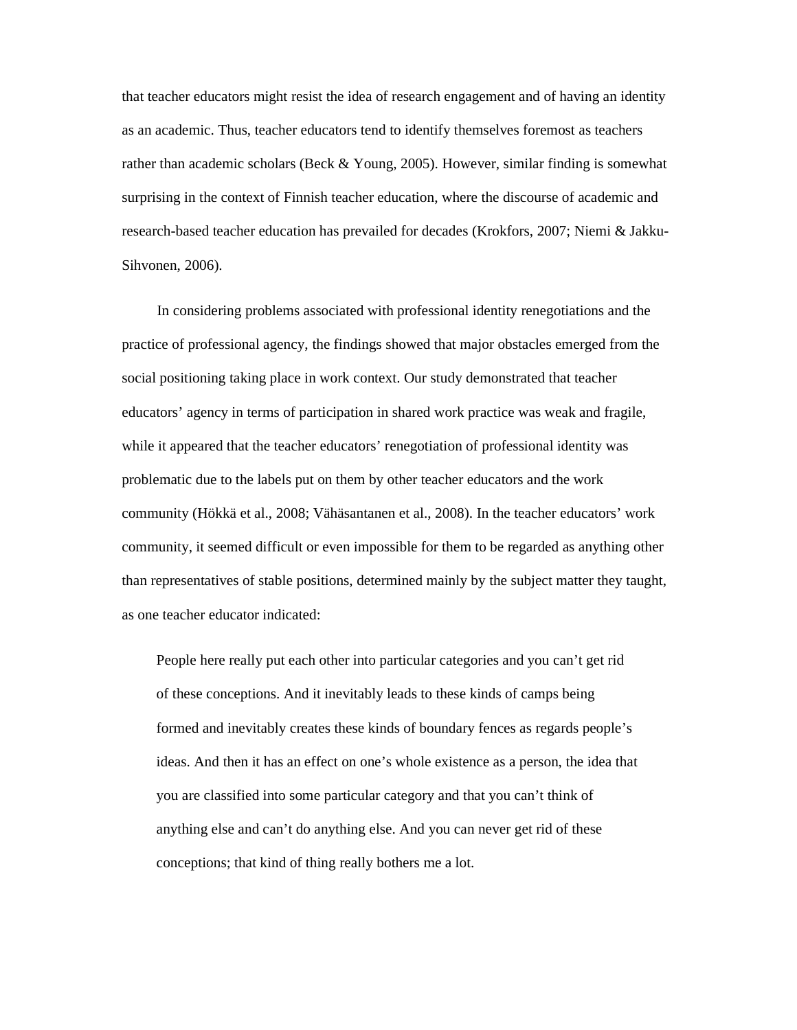that teacher educators might resist the idea of research engagement and of having an identity as an academic. Thus, teacher educators tend to identify themselves foremost as teachers rather than academic scholars (Beck & Young, 2005). However, similar finding is somewhat surprising in the context of Finnish teacher education, where the discourse of academic and research-based teacher education has prevailed for decades (Krokfors, 2007; Niemi & Jakku-Sihvonen, 2006).

In considering problems associated with professional identity renegotiations and the practice of professional agency, the findings showed that major obstacles emerged from the social positioning taking place in work context. Our study demonstrated that teacher educators' agency in terms of participation in shared work practice was weak and fragile, while it appeared that the teacher educators' renegotiation of professional identity was problematic due to the labels put on them by other teacher educators and the work community (Hökkä et al., 2008; Vähäsantanen et al., 2008). In the teacher educators' work community, it seemed difficult or even impossible for them to be regarded as anything other than representatives of stable positions, determined mainly by the subject matter they taught, as one teacher educator indicated:

> People here really put each other into particular categories and you can't get rid of these conceptions. And it inevitably leads to these kinds of camps being formed and inevitably creates these kinds of boundary fences as regards people's ideas. And then it has an effect on one's whole existence as a person, the idea that you are classified into some particular category and that you can't think of anything else and can't do anything else. And you can never get rid of these conceptions; that kind of thing really bothers me a lot.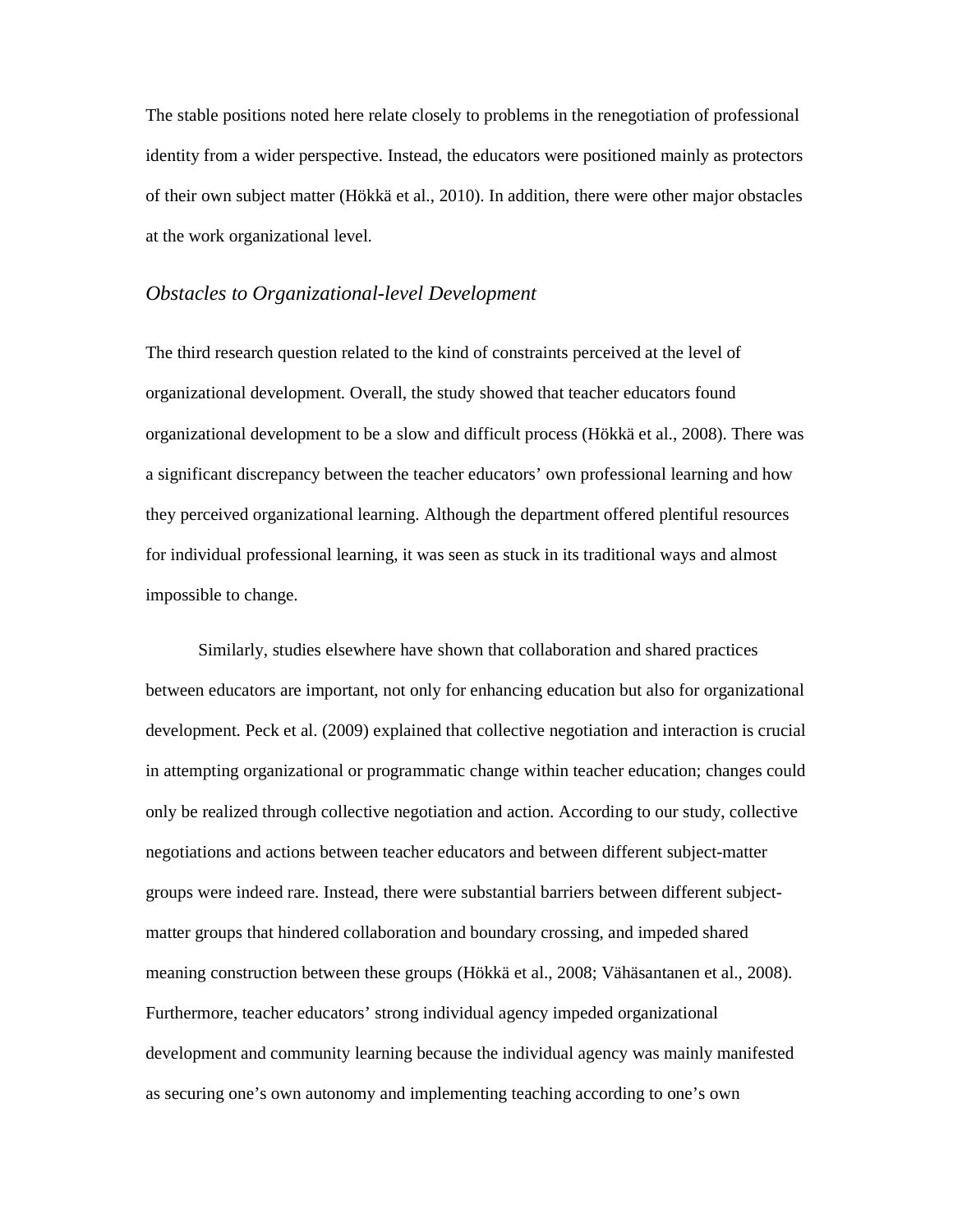The stable positions noted here relate closely to problems in the renegotiation of professional identity from a wider perspective. Instead, the educators were positioned mainly as protectors of their own subject matter (Hökkä et al., 2010). In addition, there were other major obstacles at the work organizational level.

### *Obstacles to Organizational-level Development*

The third research question related to the kind of constraints perceived at the level of organizational development. Overall, the study showed that teacher educators found organizational development to be a slow and difficult process (Hökkä et al., 2008). There was a significant discrepancy between the teacher educators' own professional learning and how they perceived organizational learning. Although the department offered plentiful resources for individual professional learning, it was seen as stuck in its traditional ways and almost impossible to change.

Similarly, studies elsewhere have shown that collaboration and shared practices between educators are important, not only for enhancing education but also for organizational development. Peck et al. (2009) explained that collective negotiation and interaction is crucial in attempting organizational or programmatic change within teacher education; changes could only be realized through collective negotiation and action. According to our study, collective negotiations and actions between teacher educators and between different subject-matter groups were indeed rare. Instead, there were substantial barriers between different subject-matter groups that hindered collaboration and boundary crossing, and impeded shared meaning construction between these groups (Hökkä et al., 2008; Vähäsantanen et al., 2008). Furthermore, teacher educators' strong individual agency impeded organizational development and community learning because the individual agency was mainly manifested as securing one's own autonomy and implementing teaching according to one's own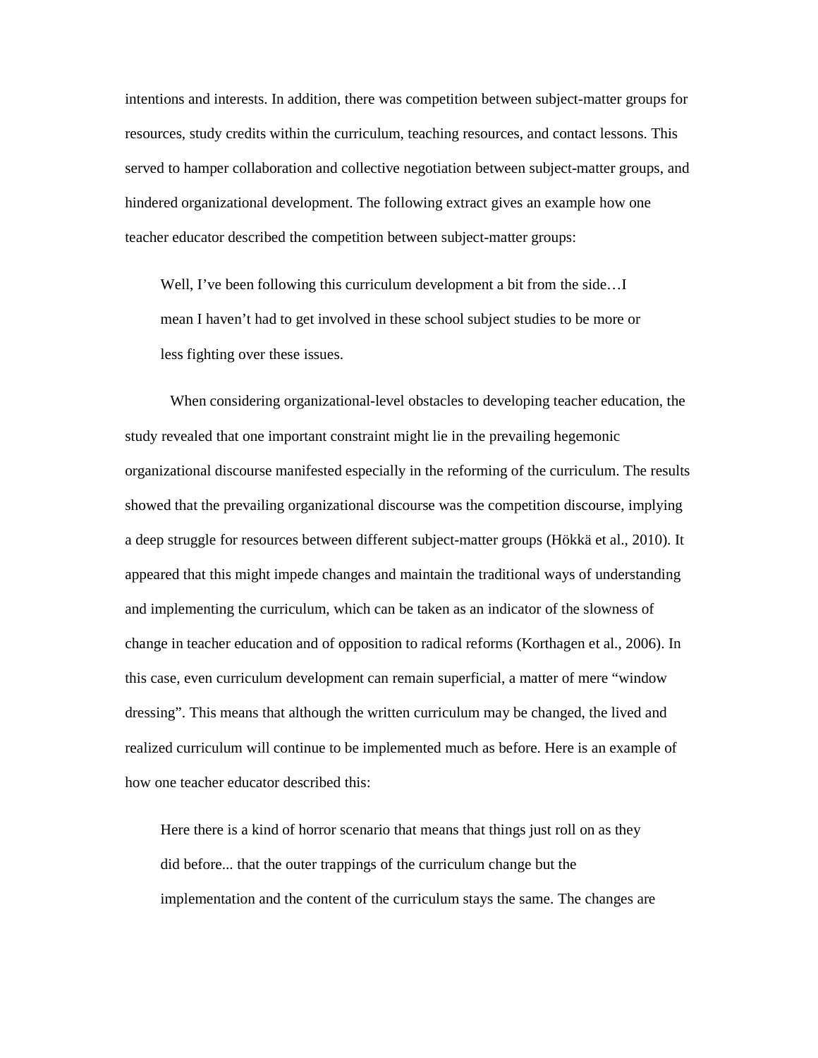intentions and interests. In addition, there was competition between subject-matter groups for resources, study credits within the curriculum, teaching resources, and contact lessons. This served to hamper collaboration and collective negotiation between subject-matter groups, and hindered organizational development. The following extract gives an example how one teacher educator described the competition between subject-matter groups:

> Well, I've been following this curriculum development a bit from the side…I mean I haven't had to get involved in these school subject studies to be more or less fighting over these issues.

When considering organizational-level obstacles to developing teacher education, the study revealed that one important constraint might lie in the prevailing hegemonic organizational discourse manifested especially in the reforming of the curriculum. The results showed that the prevailing organizational discourse was the competition discourse, implying a deep struggle for resources between different subject-matter groups (Hökkä et al., 2010). It appeared that this might impede changes and maintain the traditional ways of understanding and implementing the curriculum, which can be taken as an indicator of the slowness of change in teacher education and of opposition to radical reforms (Korthagen et al., 2006). In this case, even curriculum development can remain superficial, a matter of mere "window dressing". This means that although the written curriculum may be changed, the lived and realized curriculum will continue to be implemented much as before. Here is an example of how one teacher educator described this:

> Here there is a kind of horror scenario that means that things just roll on as they did before... that the outer trappings of the curriculum change but the implementation and the content of the curriculum stays the same. The changes are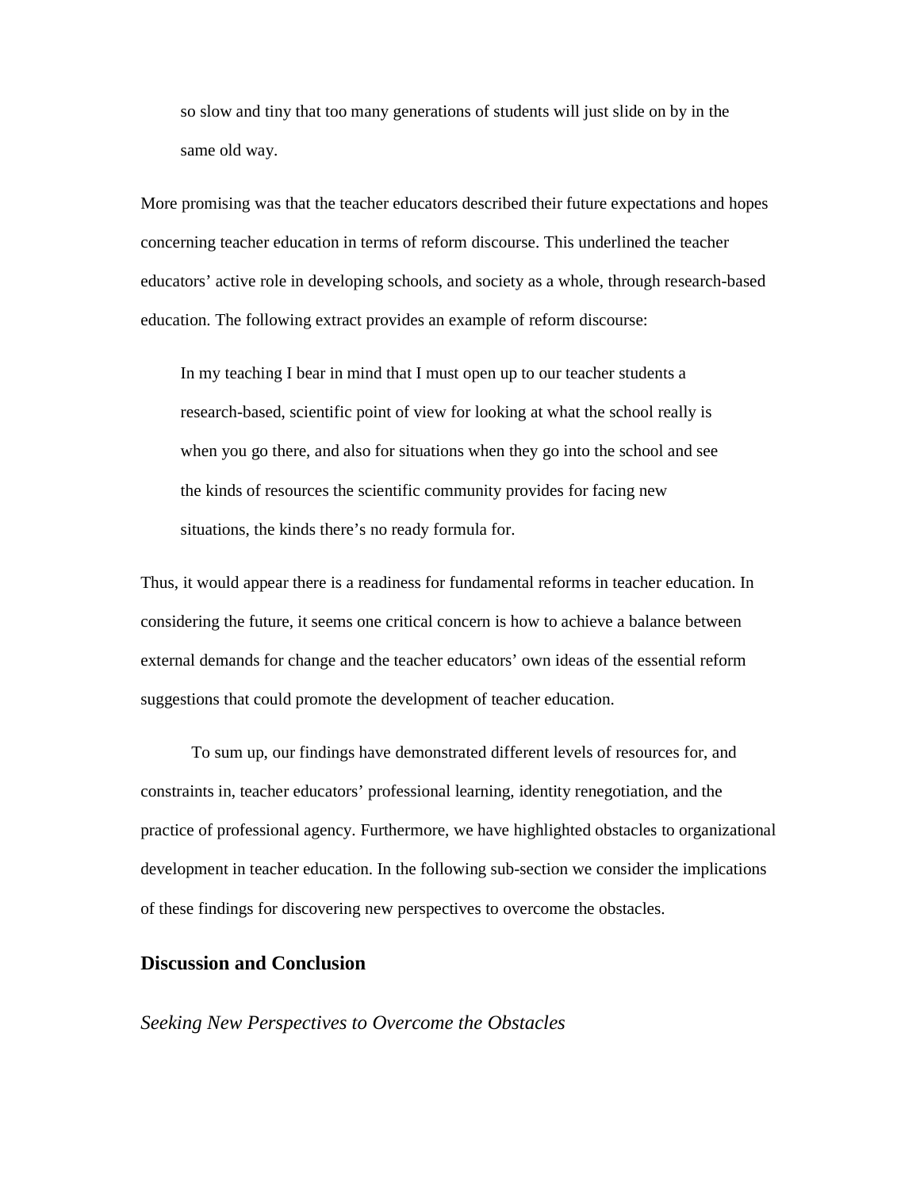> so slow and tiny that too many generations of students will just slide on by in the same old way.

More promising was that the teacher educators described their future expectations and hopes concerning teacher education in terms of reform discourse. This underlined the teacher educators' active role in developing schools, and society as a whole, through research-based education. The following extract provides an example of reform discourse:

> In my teaching I bear in mind that I must open up to our teacher students a research-based, scientific point of view for looking at what the school really is when you go there, and also for situations when they go into the school and see the kinds of resources the scientific community provides for facing new situations, the kinds there's no ready formula for.

Thus, it would appear there is a readiness for fundamental reforms in teacher education. In considering the future, it seems one critical concern is how to achieve a balance between external demands for change and the teacher educators' own ideas of the essential reform suggestions that could promote the development of teacher education.

To sum up, our findings have demonstrated different levels of resources for, and constraints in, teacher educators' professional learning, identity renegotiation, and the practice of professional agency. Furthermore, we have highlighted obstacles to organizational development in teacher education. In the following sub-section we consider the implications of these findings for discovering new perspectives to overcome the obstacles.

## Discussion and Conclusion

### *Seeking New Perspectives to Overcome the Obstacles*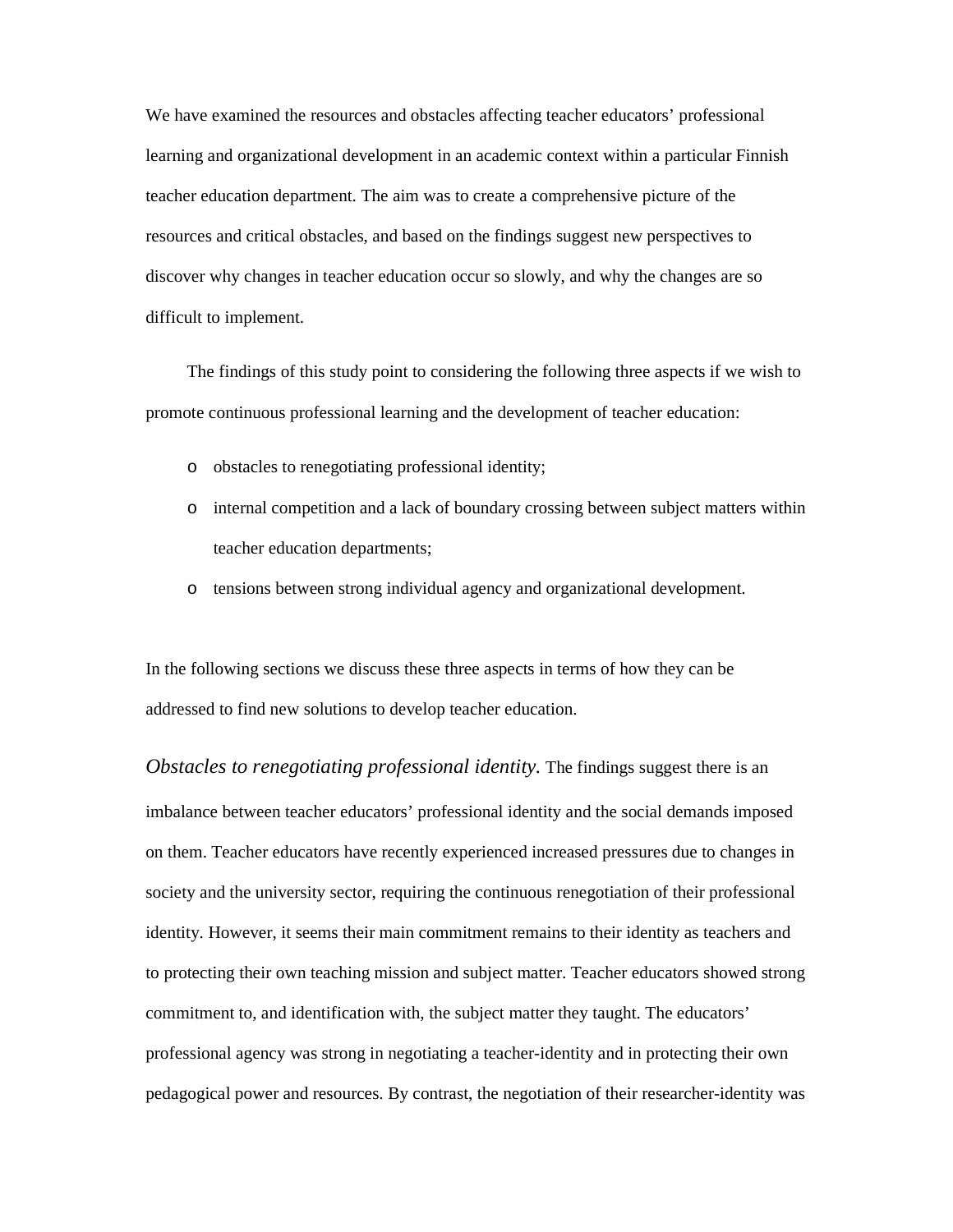We have examined the resources and obstacles affecting teacher educators' professional learning and organizational development in an academic context within a particular Finnish teacher education department. The aim was to create a comprehensive picture of the resources and critical obstacles, and based on the findings suggest new perspectives to discover why changes in teacher education occur so slowly, and why the changes are so difficult to implement.

The findings of this study point to considering the following three aspects if we wish to promote continuous professional learning and the development of teacher education:

- obstacles to renegotiating professional identity;
- internal competition and a lack of boundary crossing between subject matters within teacher education departments;
- tensions between strong individual agency and organizational development.

In the following sections we discuss these three aspects in terms of how they can be addressed to find new solutions to develop teacher education.

*Obstacles to renegotiating professional identity.* The findings suggest there is an imbalance between teacher educators' professional identity and the social demands imposed on them. Teacher educators have recently experienced increased pressures due to changes in society and the university sector, requiring the continuous renegotiation of their professional identity. However, it seems their main commitment remains to their identity as teachers and to protecting their own teaching mission and subject matter. Teacher educators showed strong commitment to, and identification with, the subject matter they taught. The educators' professional agency was strong in negotiating a teacher-identity and in protecting their own pedagogical power and resources. By contrast, the negotiation of their researcher-identity was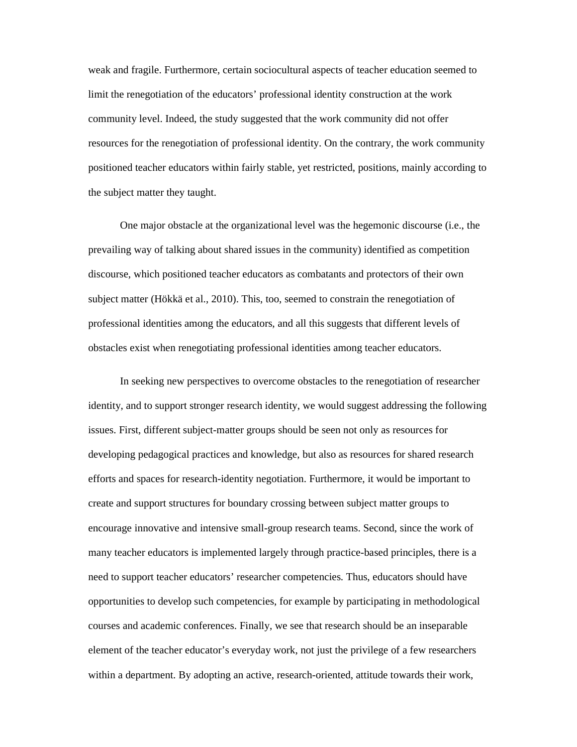weak and fragile. Furthermore, certain sociocultural aspects of teacher education seemed to limit the renegotiation of the educators' professional identity construction at the work community level. Indeed, the study suggested that the work community did not offer resources for the renegotiation of professional identity. On the contrary, the work community positioned teacher educators within fairly stable, yet restricted, positions, mainly according to the subject matter they taught.

One major obstacle at the organizational level was the hegemonic discourse (i.e., the prevailing way of talking about shared issues in the community) identified as competition discourse, which positioned teacher educators as combatants and protectors of their own subject matter (Hökkä et al., 2010). This, too, seemed to constrain the renegotiation of professional identities among the educators, and all this suggests that different levels of obstacles exist when renegotiating professional identities among teacher educators.

In seeking new perspectives to overcome obstacles to the renegotiation of researcher identity, and to support stronger research identity, we would suggest addressing the following issues. First, different subject-matter groups should be seen not only as resources for developing pedagogical practices and knowledge, but also as resources for shared research efforts and spaces for research-identity negotiation. Furthermore, it would be important to create and support structures for boundary crossing between subject matter groups to encourage innovative and intensive small-group research teams. Second, since the work of many teacher educators is implemented largely through practice-based principles, there is a need to support teacher educators' researcher competencies. Thus, educators should have opportunities to develop such competencies, for example by participating in methodological courses and academic conferences. Finally, we see that research should be an inseparable element of the teacher educator's everyday work, not just the privilege of a few researchers within a department. By adopting an active, research-oriented, attitude towards their work,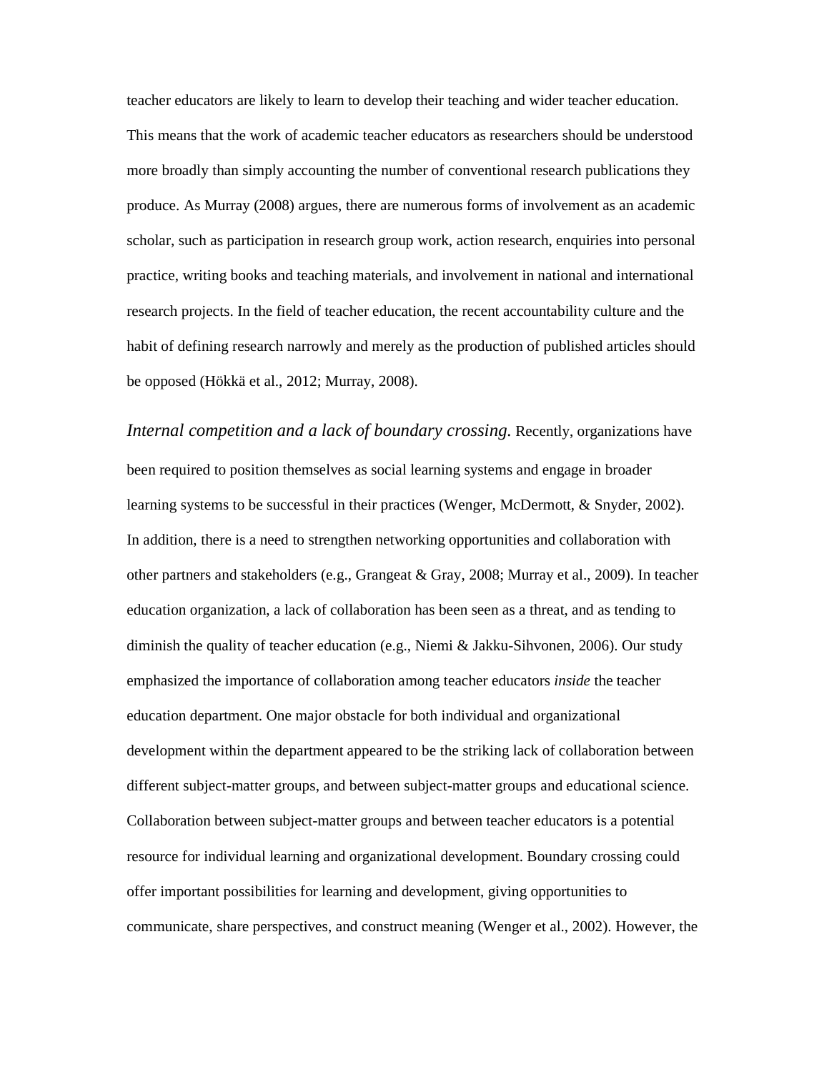teacher educators are likely to learn to develop their teaching and wider teacher education. This means that the work of academic teacher educators as researchers should be understood more broadly than simply accounting the number of conventional research publications they produce. As Murray (2008) argues, there are numerous forms of involvement as an academic scholar, such as participation in research group work, action research, enquiries into personal practice, writing books and teaching materials, and involvement in national and international research projects. In the field of teacher education, the recent accountability culture and the habit of defining research narrowly and merely as the production of published articles should be opposed (Hökkä et al., 2012; Murray, 2008).

*Internal competition and a lack of boundary crossing.* Recently, organizations have been required to position themselves as social learning systems and engage in broader learning systems to be successful in their practices (Wenger, McDermott, & Snyder, 2002). In addition, there is a need to strengthen networking opportunities and collaboration with other partners and stakeholders (e.g., Grangeat & Gray, 2008; Murray et al., 2009). In teacher education organization, a lack of collaboration has been seen as a threat, and as tending to diminish the quality of teacher education (e.g., Niemi & Jakku-Sihvonen, 2006). Our study emphasized the importance of collaboration among teacher educators *inside* the teacher education department. One major obstacle for both individual and organizational development within the department appeared to be the striking lack of collaboration between different subject-matter groups, and between subject-matter groups and educational science. Collaboration between subject-matter groups and between teacher educators is a potential resource for individual learning and organizational development. Boundary crossing could offer important possibilities for learning and development, giving opportunities to communicate, share perspectives, and construct meaning (Wenger et al., 2002). However, the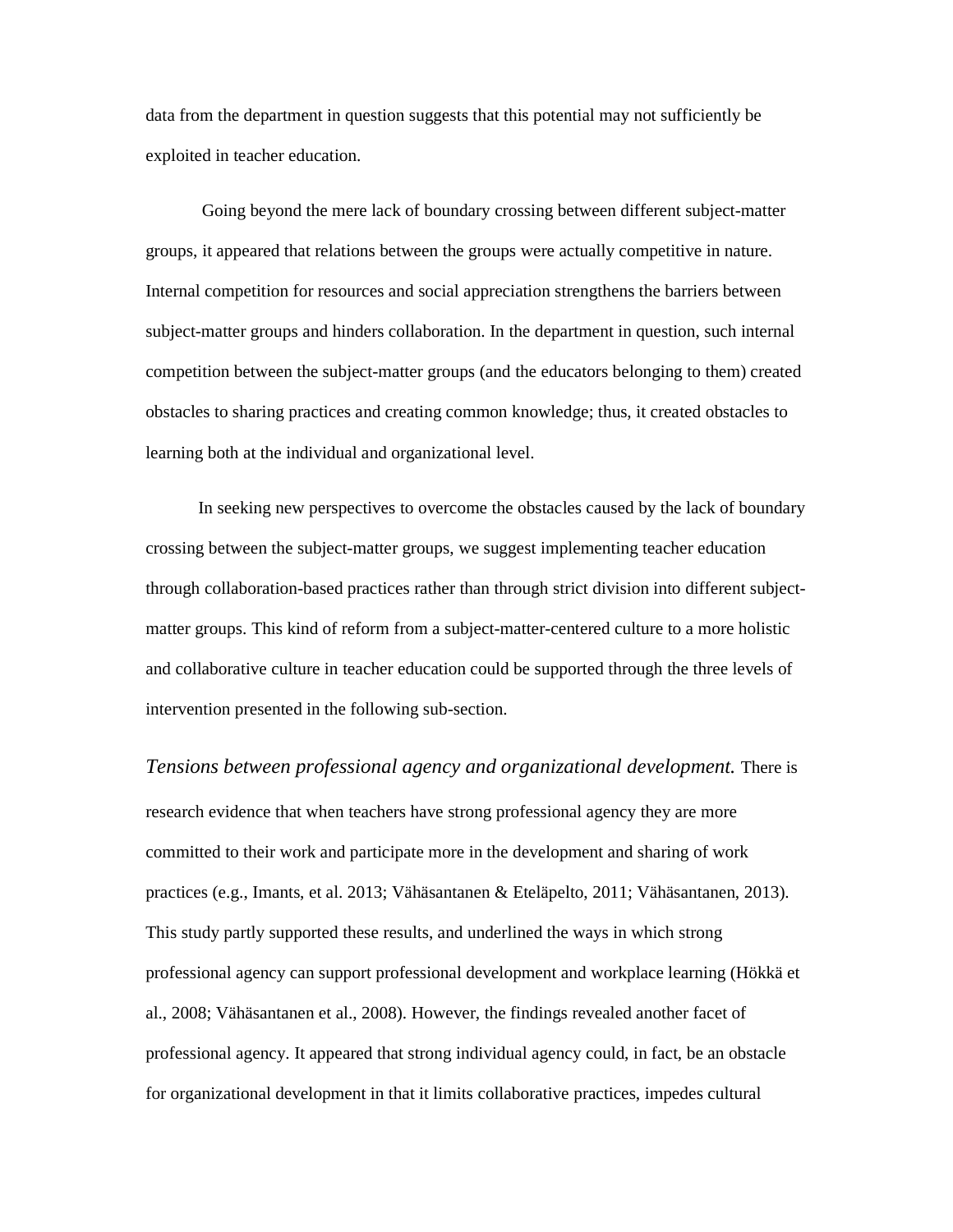data from the department in question suggests that this potential may not sufficiently be exploited in teacher education.

Going beyond the mere lack of boundary crossing between different subject-matter groups, it appeared that relations between the groups were actually competitive in nature. Internal competition for resources and social appreciation strengthens the barriers between subject-matter groups and hinders collaboration. In the department in question, such internal competition between the subject-matter groups (and the educators belonging to them) created obstacles to sharing practices and creating common knowledge; thus, it created obstacles to learning both at the individual and organizational level.

In seeking new perspectives to overcome the obstacles caused by the lack of boundary crossing between the subject-matter groups, we suggest implementing teacher education through collaboration-based practices rather than through strict division into different subject-matter groups. This kind of reform from a subject-matter-centered culture to a more holistic and collaborative culture in teacher education could be supported through the three levels of intervention presented in the following sub-section.

*Tensions between professional agency and organizational development.* There is research evidence that when teachers have strong professional agency they are more committed to their work and participate more in the development and sharing of work practices (e.g., Imants, et al. 2013; Vähäsantanen & Eteläpelto, 2011; Vähäsantanen, 2013). This study partly supported these results, and underlined the ways in which strong professional agency can support professional development and workplace learning (Hökkä et al., 2008; Vähäsantanen et al., 2008). However, the findings revealed another facet of professional agency. It appeared that strong individual agency could, in fact, be an obstacle for organizational development in that it limits collaborative practices, impedes cultural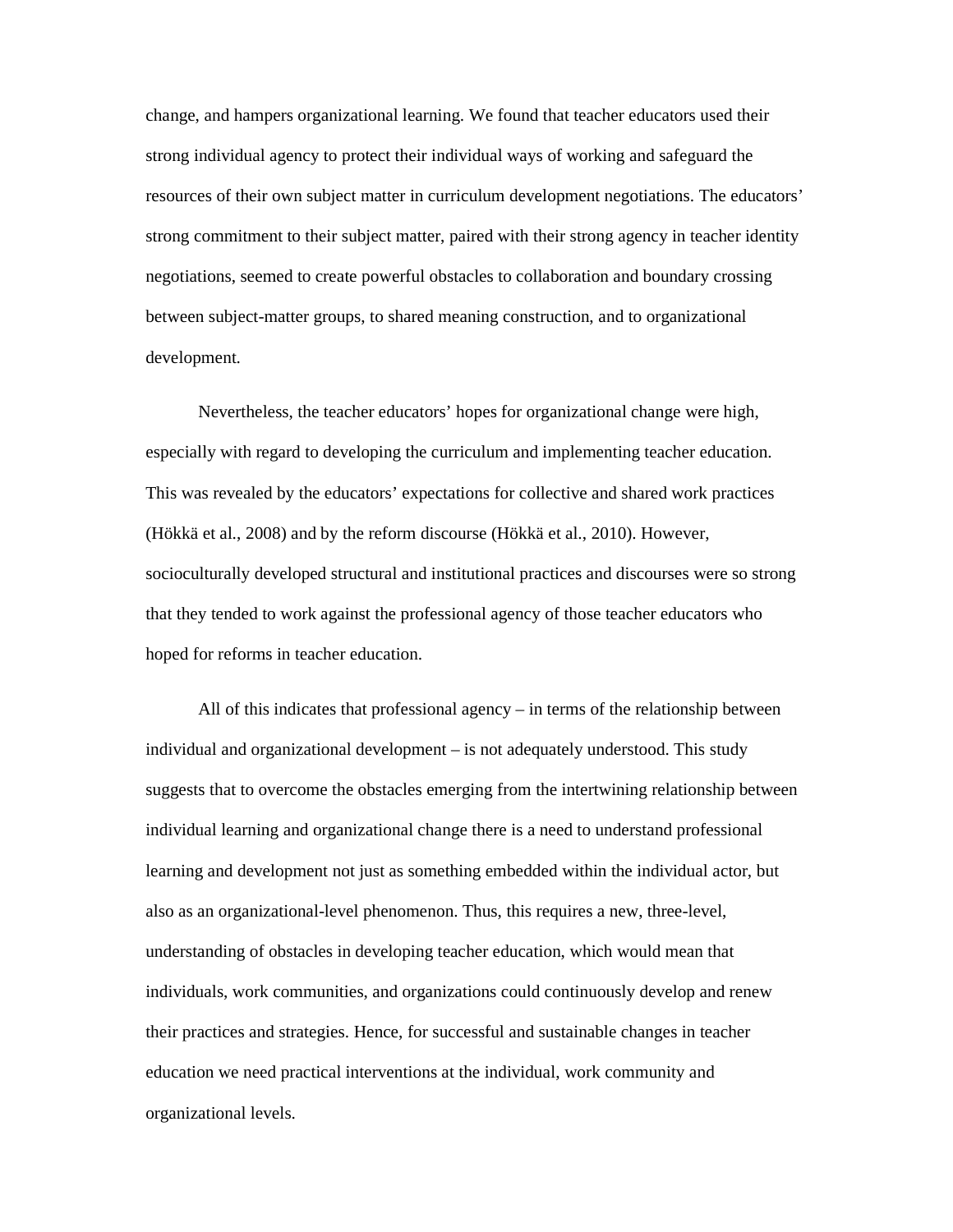change, and hampers organizational learning. We found that teacher educators used their strong individual agency to protect their individual ways of working and safeguard the resources of their own subject matter in curriculum development negotiations. The educators' strong commitment to their subject matter, paired with their strong agency in teacher identity negotiations, seemed to create powerful obstacles to collaboration and boundary crossing between subject-matter groups, to shared meaning construction, and to organizational development.

Nevertheless, the teacher educators' hopes for organizational change were high, especially with regard to developing the curriculum and implementing teacher education. This was revealed by the educators' expectations for collective and shared work practices (Hökkä et al., 2008) and by the reform discourse (Hökkä et al., 2010). However, socioculturally developed structural and institutional practices and discourses were so strong that they tended to work against the professional agency of those teacher educators who hoped for reforms in teacher education.

All of this indicates that professional agency – in terms of the relationship between individual and organizational development – is not adequately understood. This study suggests that to overcome the obstacles emerging from the intertwining relationship between individual learning and organizational change there is a need to understand professional learning and development not just as something embedded within the individual actor, but also as an organizational-level phenomenon. Thus, this requires a new, three-level, understanding of obstacles in developing teacher education, which would mean that individuals, work communities, and organizations could continuously develop and renew their practices and strategies. Hence, for successful and sustainable changes in teacher education we need practical interventions at the individual, work community and organizational levels.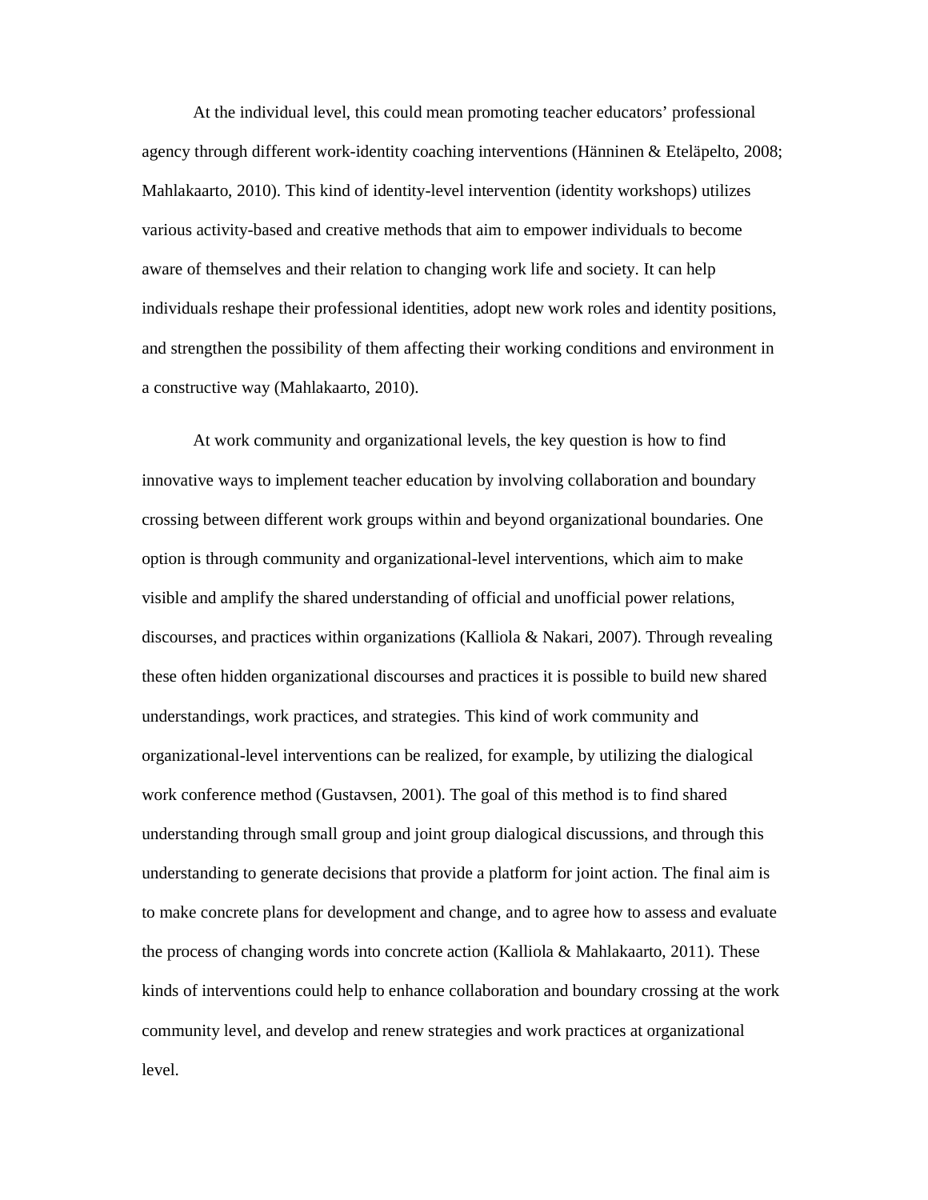At the individual level, this could mean promoting teacher educators' professional agency through different work-identity coaching interventions (Hänninen & Eteläpelto, 2008; Mahlakaarto, 2010). This kind of identity-level intervention (identity workshops) utilizes various activity-based and creative methods that aim to empower individuals to become aware of themselves and their relation to changing work life and society. It can help individuals reshape their professional identities, adopt new work roles and identity positions, and strengthen the possibility of them affecting their working conditions and environment in a constructive way (Mahlakaarto, 2010).

At work community and organizational levels, the key question is how to find innovative ways to implement teacher education by involving collaboration and boundary crossing between different work groups within and beyond organizational boundaries. One option is through community and organizational-level interventions, which aim to make visible and amplify the shared understanding of official and unofficial power relations, discourses, and practices within organizations (Kalliola & Nakari, 2007). Through revealing these often hidden organizational discourses and practices it is possible to build new shared understandings, work practices, and strategies. This kind of work community and organizational-level interventions can be realized, for example, by utilizing the dialogical work conference method (Gustavsen, 2001). The goal of this method is to find shared understanding through small group and joint group dialogical discussions, and through this understanding to generate decisions that provide a platform for joint action. The final aim is to make concrete plans for development and change, and to agree how to assess and evaluate the process of changing words into concrete action (Kalliola & Mahlakaarto, 2011). These kinds of interventions could help to enhance collaboration and boundary crossing at the work community level, and develop and renew strategies and work practices at organizational level.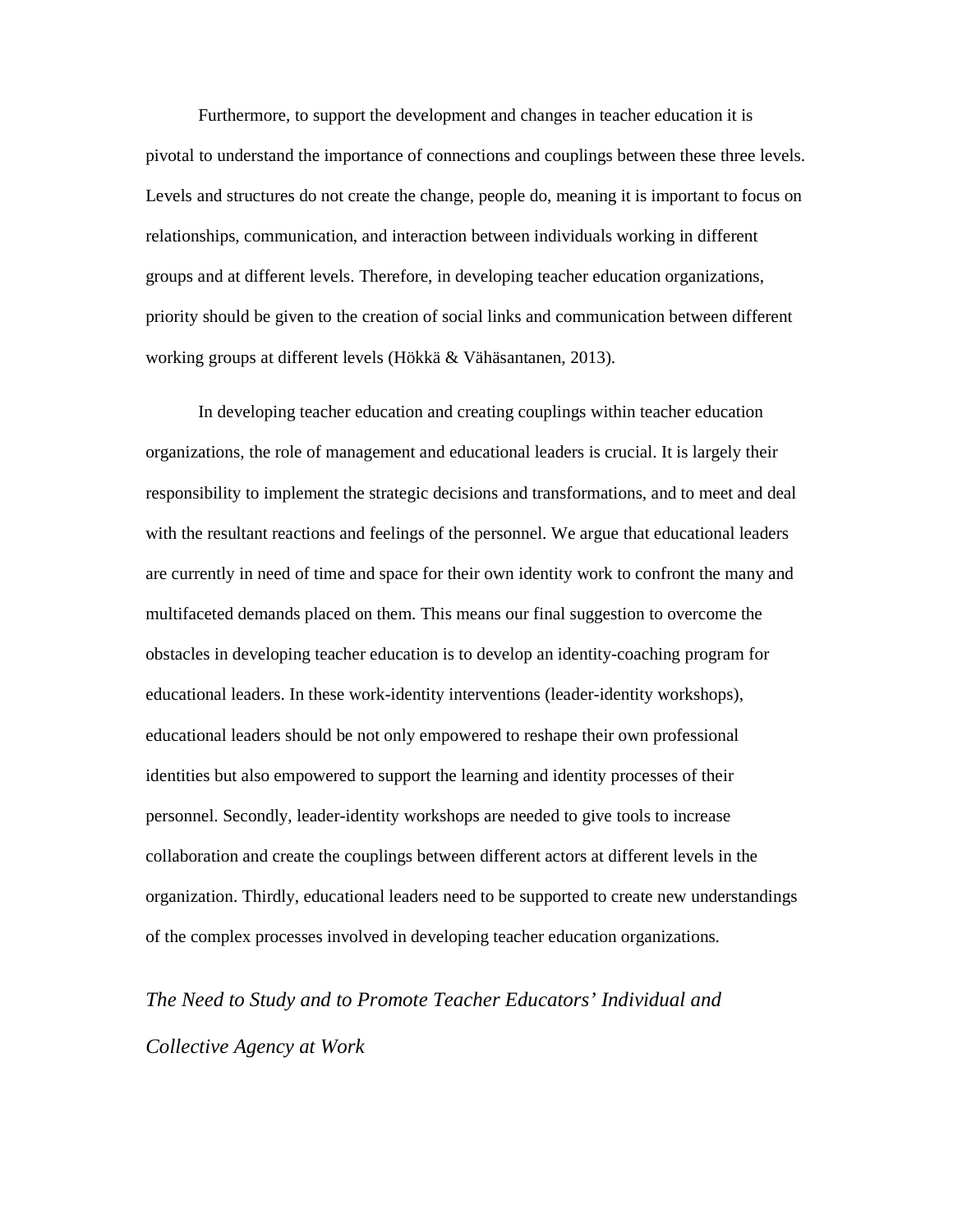Furthermore, to support the development and changes in teacher education it is pivotal to understand the importance of connections and couplings between these three levels. Levels and structures do not create the change, people do, meaning it is important to focus on relationships, communication, and interaction between individuals working in different groups and at different levels. Therefore, in developing teacher education organizations, priority should be given to the creation of social links and communication between different working groups at different levels (Hökkä & Vähäsantanen, 2013).

In developing teacher education and creating couplings within teacher education organizations, the role of management and educational leaders is crucial. It is largely their responsibility to implement the strategic decisions and transformations, and to meet and deal with the resultant reactions and feelings of the personnel. We argue that educational leaders are currently in need of time and space for their own identity work to confront the many and multifaceted demands placed on them. This means our final suggestion to overcome the obstacles in developing teacher education is to develop an identity-coaching program for educational leaders. In these work-identity interventions (leader-identity workshops), educational leaders should be not only empowered to reshape their own professional identities but also empowered to support the learning and identity processes of their personnel. Secondly, leader-identity workshops are needed to give tools to increase collaboration and create the couplings between different actors at different levels in the organization. Thirdly, educational leaders need to be supported to create new understandings of the complex processes involved in developing teacher education organizations.

### *The Need to Study and to Promote Teacher Educators' Individual and Collective Agency at Work*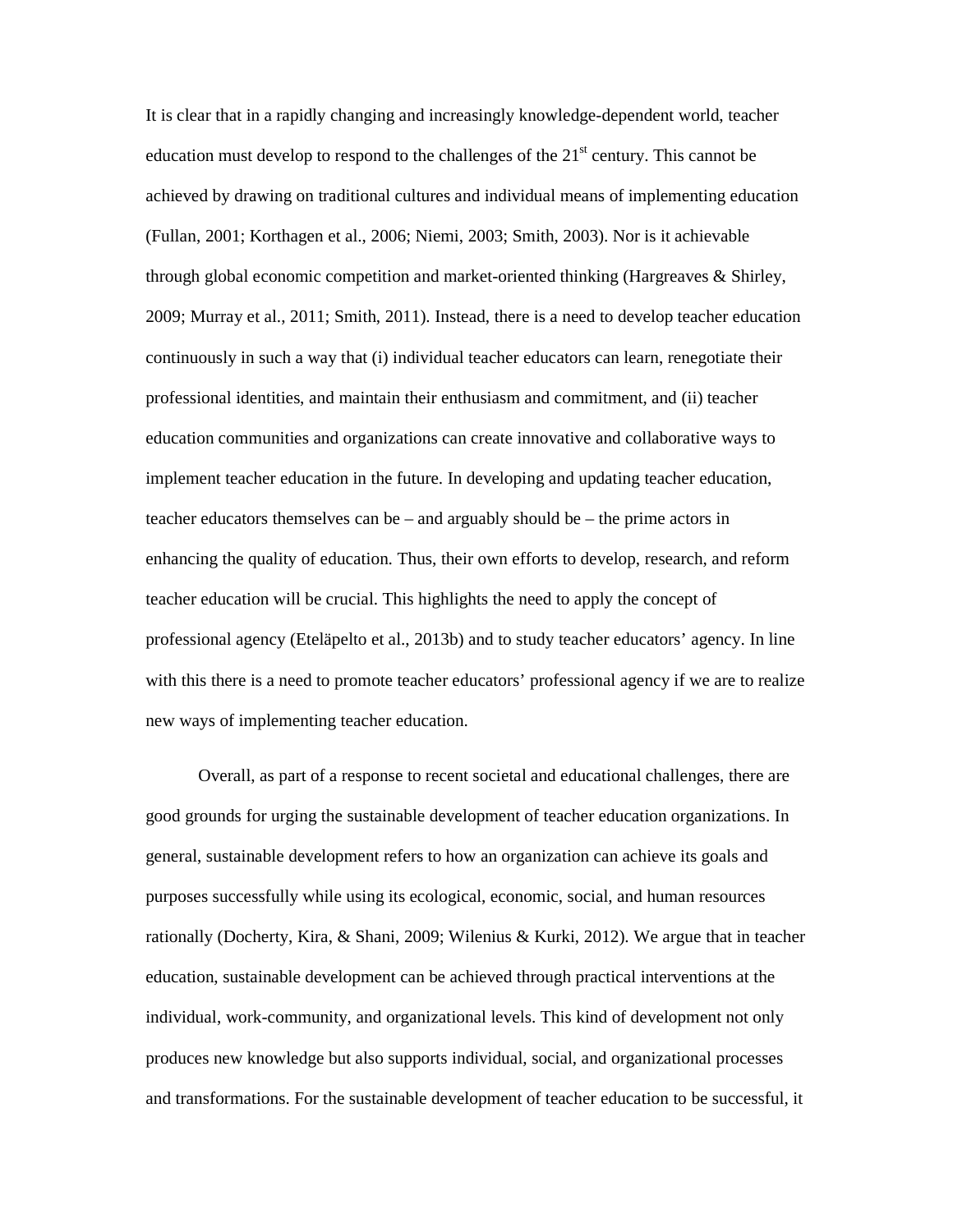It is clear that in a rapidly changing and increasingly knowledge-dependent world, teacher education must develop to respond to the challenges of the 21st century. This cannot be achieved by drawing on traditional cultures and individual means of implementing education (Fullan, 2001; Korthagen et al., 2006; Niemi, 2003; Smith, 2003). Nor is it achievable through global economic competition and market-oriented thinking (Hargreaves & Shirley, 2009; Murray et al., 2011; Smith, 2011). Instead, there is a need to develop teacher education continuously in such a way that (i) individual teacher educators can learn, renegotiate their professional identities, and maintain their enthusiasm and commitment, and (ii) teacher education communities and organizations can create innovative and collaborative ways to implement teacher education in the future. In developing and updating teacher education, teacher educators themselves can be – and arguably should be – the prime actors in enhancing the quality of education. Thus, their own efforts to develop, research, and reform teacher education will be crucial. This highlights the need to apply the concept of professional agency (Eteläpelto et al., 2013b) and to study teacher educators' agency. In line with this there is a need to promote teacher educators' professional agency if we are to realize new ways of implementing teacher education.

Overall, as part of a response to recent societal and educational challenges, there are good grounds for urging the sustainable development of teacher education organizations. In general, sustainable development refers to how an organization can achieve its goals and purposes successfully while using its ecological, economic, social, and human resources rationally (Docherty, Kira, & Shani, 2009; Wilenius & Kurki, 2012). We argue that in teacher education, sustainable development can be achieved through practical interventions at the individual, work-community, and organizational levels. This kind of development not only produces new knowledge but also supports individual, social, and organizational processes and transformations. For the sustainable development of teacher education to be successful, it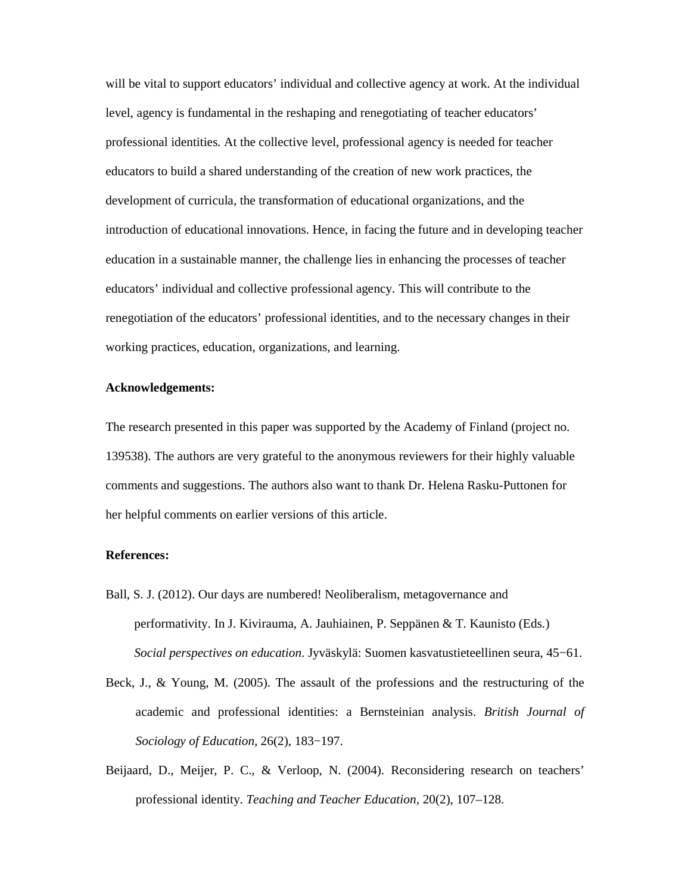will be vital to support educators' individual and collective agency at work. At the individual level, agency is fundamental in the reshaping and renegotiating of teacher educators' professional identities. At the collective level, professional agency is needed for teacher educators to build a shared understanding of the creation of new work practices, the development of curricula, the transformation of educational organizations, and the introduction of educational innovations. Hence, in facing the future and in developing teacher education in a sustainable manner, the challenge lies in enhancing the processes of teacher educators' individual and collective professional agency. This will contribute to the renegotiation of the educators' professional identities, and to the necessary changes in their working practices, education, organizations, and learning.

**Acknowledgements:**

The research presented in this paper was supported by the Academy of Finland (project no. 139538). The authors are very grateful to the anonymous reviewers for their highly valuable comments and suggestions. The authors also want to thank Dr. Helena Rasku-Puttonen for her helpful comments on earlier versions of this article.

**References:**

Ball, S. J. (2012). Our days are numbered! Neoliberalism, metagovernance and performativity. In J. Kivirauma, A. Jauhiainen, P. Seppänen & T. Kaunisto (Eds.) *Social perspectives on education*. Jyväskylä: Suomen kasvatustieteellinen seura, 45−61.

Beck, J., & Young, M. (2005). The assault of the professions and the restructuring of the academic and professional identities: a Bernsteinian analysis. *British Journal of Sociology of Education,* 26(2), 183−197.

Beijaard, D., Meijer, P. C., & Verloop, N. (2004). Reconsidering research on teachers' professional identity. *Teaching and Teacher Education*, 20(2), 107–128.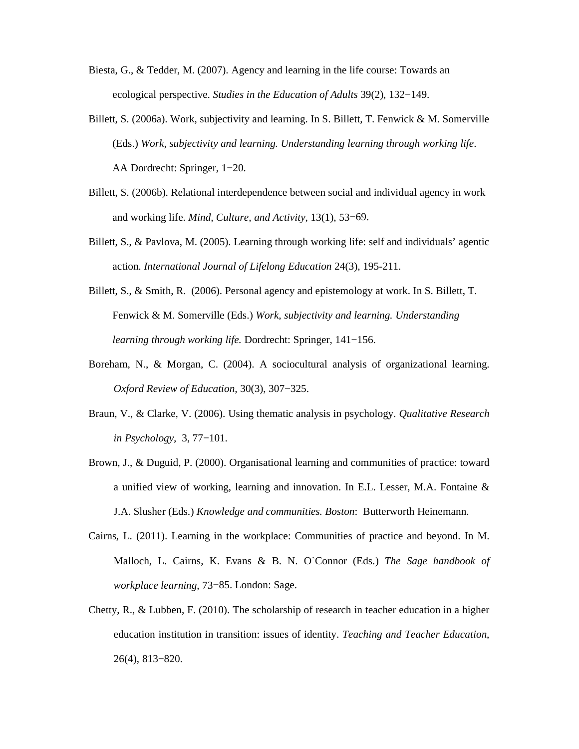Biesta, G., & Tedder, M. (2007). Agency and learning in the life course: Towards an ecological perspective. *Studies in the Education of Adults* 39(2), 132−149.

Billett, S. (2006a). Work, subjectivity and learning. In S. Billett, T. Fenwick & M. Somerville (Eds.) *Work, subjectivity and learning. Understanding learning through working life*. AA Dordrecht: Springer, 1−20.

Billett, S. (2006b). Relational interdependence between social and individual agency in work and working life. *Mind, Culture, and Activity*, 13(1), 53−69.

Billett, S., & Pavlova, M. (2005). Learning through working life: self and individuals' agentic action. *International Journal of Lifelong Education* 24(3), 195-211.

Billett, S., & Smith, R. (2006). Personal agency and epistemology at work. In S. Billett, T. Fenwick & M. Somerville (Eds.) *Work, subjectivity and learning. Understanding learning through working life.* Dordrecht: Springer, 141−156.

Boreham, N., & Morgan, C. (2004). A sociocultural analysis of organizational learning. *Oxford Review of Education,* 30(3), 307−325.

Braun, V., & Clarke, V. (2006). Using thematic analysis in psychology. *Qualitative Research in Psychology,* 3, 77−101.

Brown, J., & Duguid, P. (2000). Organisational learning and communities of practice: toward a unified view of working, learning and innovation. In E.L. Lesser, M.A. Fontaine & J.A. Slusher (Eds.) *Knowledge and communities. Boston*: Butterworth Heinemann.

Cairns, L. (2011). Learning in the workplace: Communities of practice and beyond. In M. Malloch, L. Cairns, K. Evans & B. N. O`Connor (Eds.) *The Sage handbook of workplace learning*, 73−85. London: Sage.

Chetty, R., & Lubben, F. (2010). The scholarship of research in teacher education in a higher education institution in transition: issues of identity. *Teaching and Teacher Education*, 26(4), 813−820.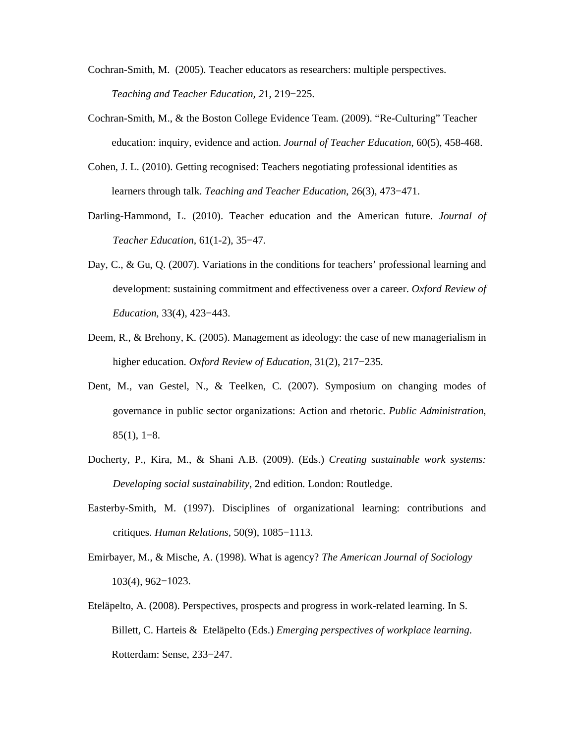Cochran-Smith, M. (2005). Teacher educators as researchers: multiple perspectives. *Teaching and Teacher Education, 2*1, 219−225.

Cochran-Smith, M., & the Boston College Evidence Team. (2009). “Re-Culturing” Teacher education: inquiry, evidence and action. *Journal of Teacher Education*, 60(5), 458-468.

Cohen, J. L. (2010). Getting recognised: Teachers negotiating professional identities as learners through talk. *Teaching and Teacher Education*, 26(3), 473−471.

Darling-Hammond, L. (2010). Teacher education and the American future. *Journal of Teacher Education*, 61(1-2), 35−47.

Day, C., & Gu, Q. (2007). Variations in the conditions for teachers’ professional learning and development: sustaining commitment and effectiveness over a career. *Oxford Review of Education,* 33(4), 423−443.

Deem, R., & Brehony, K. (2005). Management as ideology: the case of new managerialism in higher education. *Oxford Review of Education*, 31(2), 217−235.

Dent, M., van Gestel, N., & Teelken, C. (2007). Symposium on changing modes of governance in public sector organizations: Action and rhetoric. *Public Administration*, 85(1), 1−8.

Docherty, P., Kira, M., & Shani A.B. (2009). (Eds.) *Creating sustainable work systems: Developing social sustainability*, 2nd edition. London: Routledge.

Easterby-Smith, M. (1997). Disciplines of organizational learning: contributions and critiques. *Human Relations*, 50(9), 1085−1113.

Emirbayer, M., & Mische, A. (1998). What is agency? *The American Journal of Sociology* 103(4), 962−1023.

Eteläpelto, A. (2008). Perspectives, prospects and progress in work-related learning. In S. Billett, C. Harteis & Eteläpelto (Eds.) *Emerging perspectives of workplace learning*. Rotterdam: Sense, 233−247.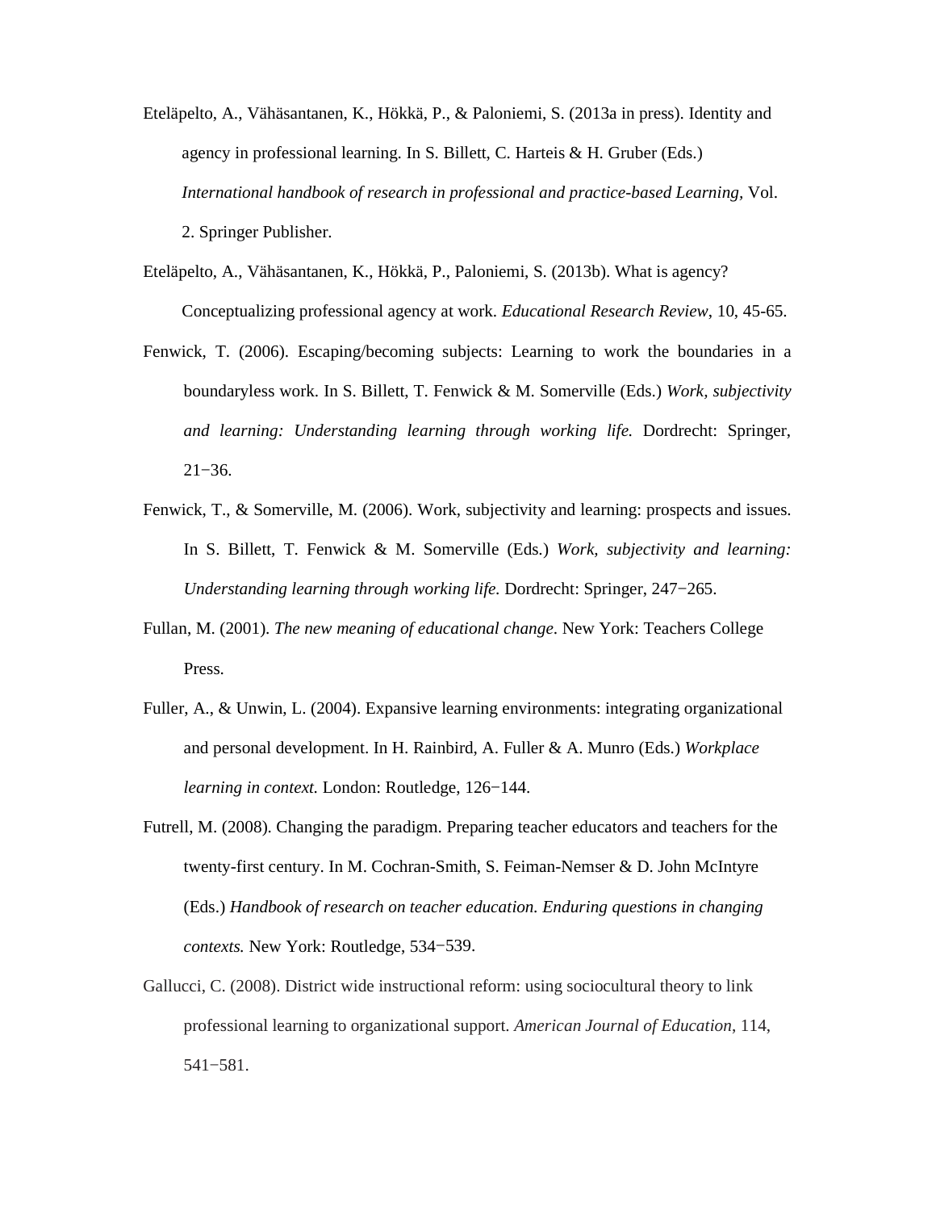Eteläpelto, A., Vähäsantanen, K., Hökkä, P., & Paloniemi, S. (2013a in press). Identity and agency in professional learning. In S. Billett, C. Harteis & H. Gruber (Eds.) *International handbook of research in professional and practice-based Learning*, Vol. 2. Springer Publisher.

Eteläpelto, A., Vähäsantanen, K., Hökkä, P., Paloniemi, S. (2013b). What is agency? Conceptualizing professional agency at work. *Educational Research Review*, 10, 45-65.

Fenwick, T. (2006). Escaping/becoming subjects: Learning to work the boundaries in a boundaryless work. In S. Billett, T. Fenwick & M. Somerville (Eds.) *Work, subjectivity and learning: Understanding learning through working life.* Dordrecht: Springer, 21−36.

Fenwick, T., & Somerville, M. (2006). Work, subjectivity and learning: prospects and issues. In S. Billett, T. Fenwick & M. Somerville (Eds.) *Work, subjectivity and learning: Understanding learning through working life.* Dordrecht: Springer, 247−265.

Fullan, M. (2001). *The new meaning of educational change*. New York: Teachers College Press.

Fuller, A., & Unwin, L. (2004). Expansive learning environments: integrating organizational and personal development. In H. Rainbird, A. Fuller & A. Munro (Eds.) *Workplace learning in context.* London: Routledge, 126−144.

Futrell, M. (2008). Changing the paradigm. Preparing teacher educators and teachers for the twenty-first century. In M. Cochran-Smith, S. Feiman-Nemser & D. John McIntyre (Eds.) *Handbook of research on teacher education. Enduring questions in changing contexts.* New York: Routledge, 534−539.

Gallucci, C. (2008). District wide instructional reform: using sociocultural theory to link professional learning to organizational support. *American Journal of Education*, 114, 541−581.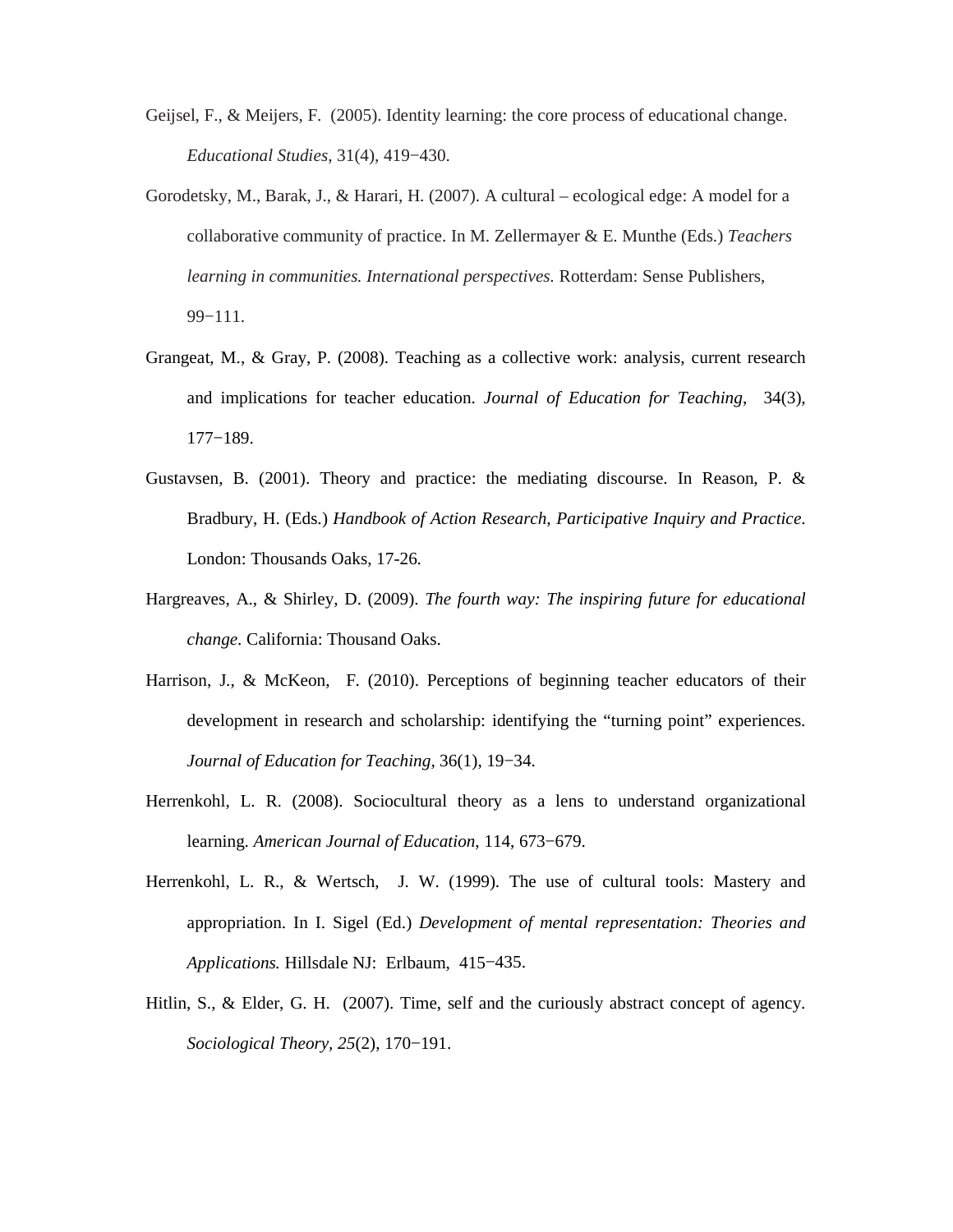Geijsel, F., & Meijers, F. (2005). Identity learning: the core process of educational change. *Educational Studies*, 31(4), 419−430.

Gorodetsky, M., Barak, J., & Harari, H. (2007). A cultural – ecological edge: A model for a collaborative community of practice. In M. Zellermayer & E. Munthe (Eds.) *Teachers learning in communities. International perspectives.* Rotterdam: Sense Publishers, 99−111.

Grangeat, M., & Gray, P. (2008). Teaching as a collective work: analysis, current research and implications for teacher education. *Journal of Education for Teaching*, 34(3), 177−189.

Gustavsen, B. (2001). Theory and practice: the mediating discourse. In Reason, P. & Bradbury, H. (Eds.) *Handbook of Action Research, Participative Inquiry and Practice*. London: Thousands Oaks, 17-26.

Hargreaves, A., & Shirley, D. (2009). *The fourth way: The inspiring future for educational change*. California: Thousand Oaks.

Harrison, J., & McKeon, F. (2010). Perceptions of beginning teacher educators of their development in research and scholarship: identifying the "turning point" experiences. *Journal of Education for Teaching*, 36(1), 19−34.

Herrenkohl, L. R. (2008). Sociocultural theory as a lens to understand organizational learning. *American Journal of Education*, 114, 673−679.

Herrenkohl, L. R., & Wertsch, J. W. (1999). The use of cultural tools: Mastery and appropriation. In I. Sigel (Ed.) *Development of mental representation: Theories and Applications.* Hillsdale NJ: Erlbaum, 415−435.

Hitlin, S., & Elder, G. H. (2007). Time, self and the curiously abstract concept of agency. *Sociological Theory*, *25*(2), 170−191.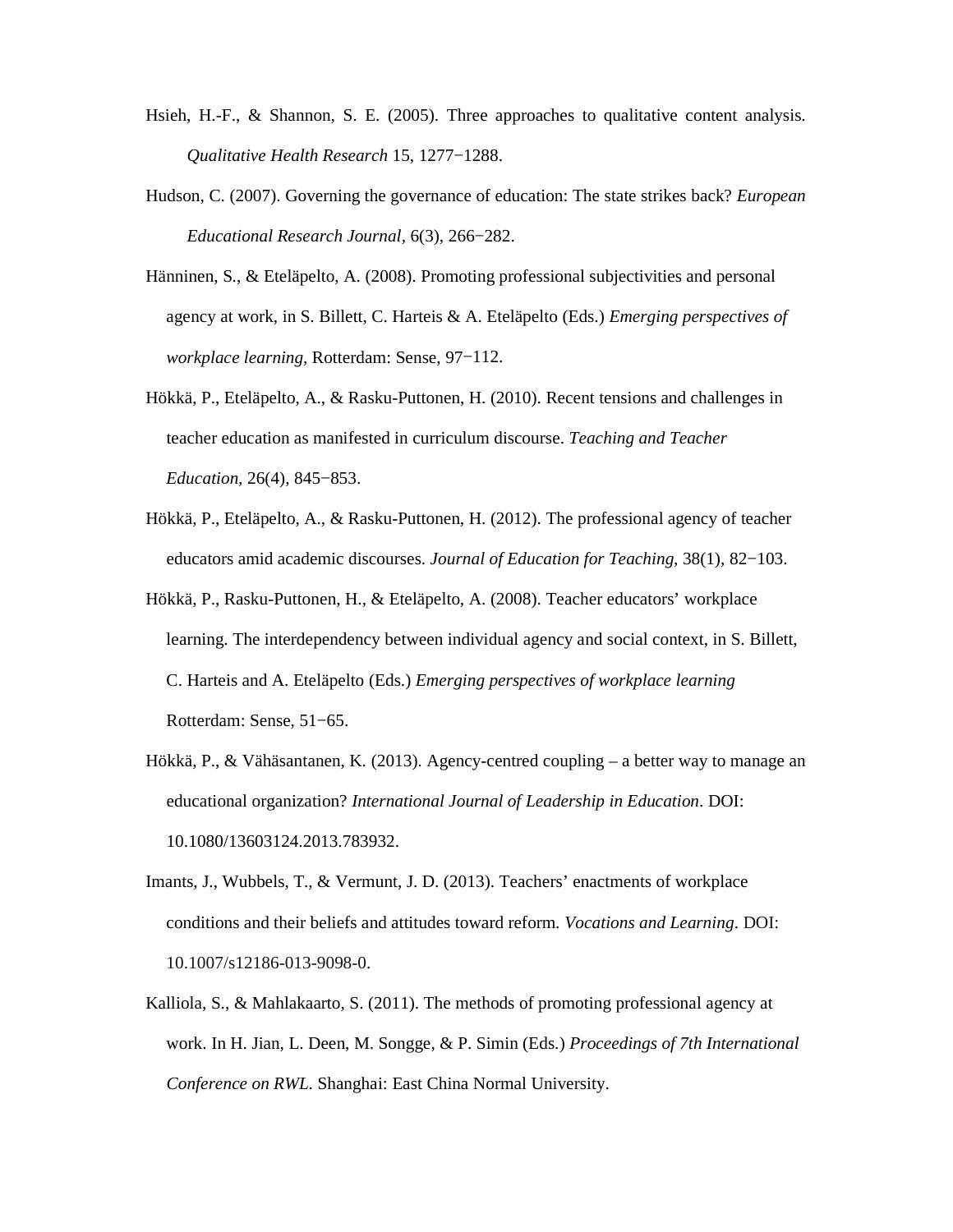Hsieh, H.-F., & Shannon, S. E. (2005). Three approaches to qualitative content analysis. *Qualitative Health Research* 15, 1277−1288.

Hudson, C. (2007). Governing the governance of education: The state strikes back? *European Educational Research Journal*, 6(3), 266−282.

Hänninen, S., & Eteläpelto, A. (2008). Promoting professional subjectivities and personal agency at work, in S. Billett, C. Harteis & A. Eteläpelto (Eds.) *Emerging perspectives of workplace learning*, Rotterdam: Sense, 97−112.

Hökkä, P., Eteläpelto, A., & Rasku-Puttonen, H. (2010). Recent tensions and challenges in teacher education as manifested in curriculum discourse. *Teaching and Teacher Education*, 26(4), 845−853.

Hökkä, P., Eteläpelto, A., & Rasku-Puttonen, H. (2012). The professional agency of teacher educators amid academic discourses. *Journal of Education for Teaching*, 38(1), 82−103.

Hökkä, P., Rasku-Puttonen, H., & Eteläpelto, A. (2008). Teacher educators' workplace learning. The interdependency between individual agency and social context, in S. Billett, C. Harteis and A. Eteläpelto (Eds.) *Emerging perspectives of workplace learning* Rotterdam: Sense, 51−65.

Hökkä, P., & Vähäsantanen, K. (2013). Agency-centred coupling – a better way to manage an educational organization? *International Journal of Leadership in Education*. DOI: 10.1080/13603124.2013.783932.

Imants, J., Wubbels, T., & Vermunt, J. D. (2013). Teachers' enactments of workplace conditions and their beliefs and attitudes toward reform. *Vocations and Learning*. DOI: 10.1007/s12186-013-9098-0.

Kalliola, S., & Mahlakaarto, S. (2011). The methods of promoting professional agency at work. In H. Jian, L. Deen, M. Songge, & P. Simin (Eds.) *Proceedings of 7th International Conference on RWL*. Shanghai: East China Normal University.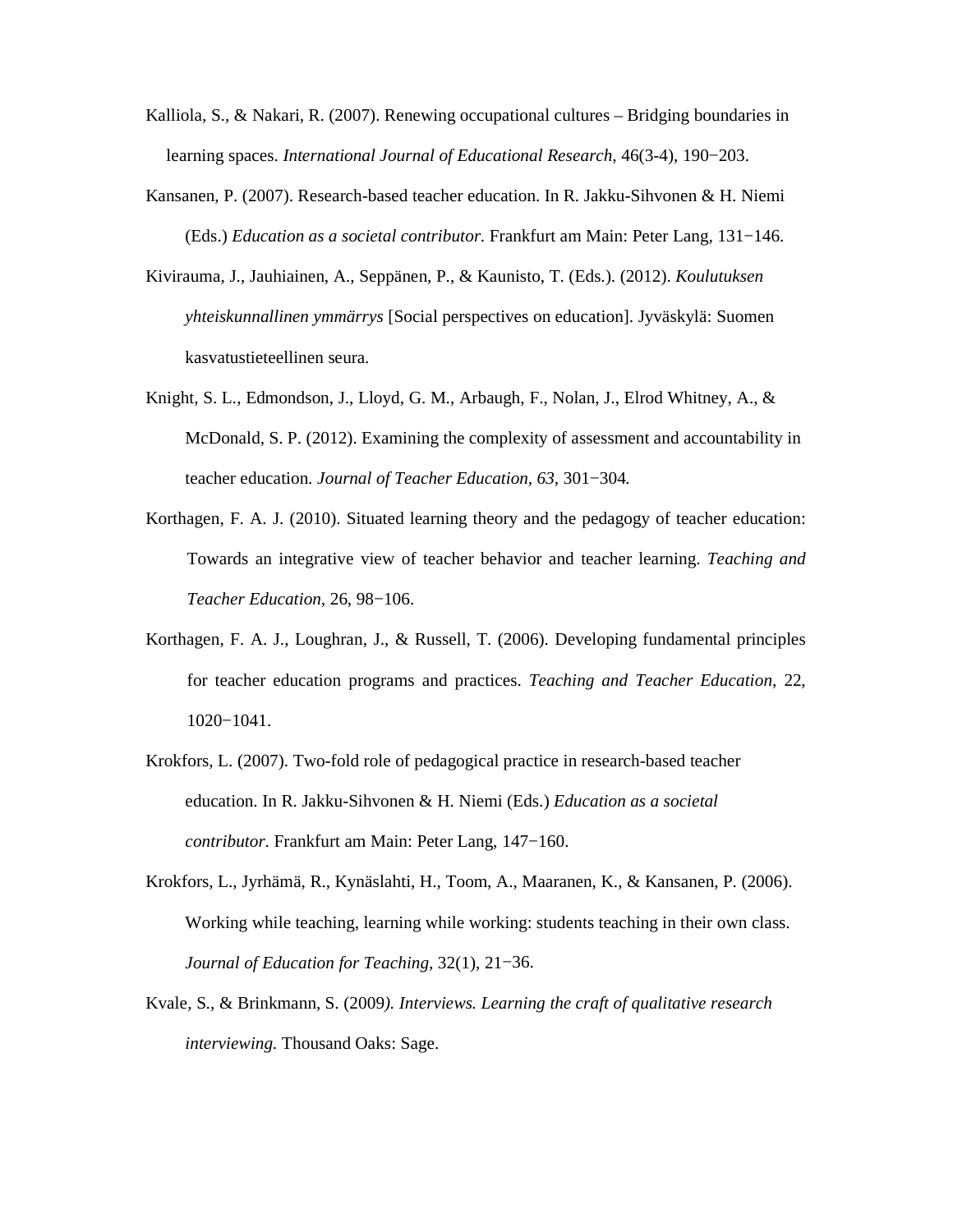Kalliola, S., & Nakari, R. (2007). Renewing occupational cultures – Bridging boundaries in learning spaces. *International Journal of Educational Research,* 46(3-4), 190−203.

Kansanen, P. (2007). Research-based teacher education. In R. Jakku-Sihvonen & H. Niemi (Eds.) *Education as a societal contributor.* Frankfurt am Main: Peter Lang, 131−146.

Kivirauma, J., Jauhiainen, A., Seppänen, P., & Kaunisto, T. (Eds.). (2012). *Koulutuksen yhteiskunnallinen ymmärrys* [Social perspectives on education]. Jyväskylä: Suomen kasvatustieteellinen seura.

Knight, S. L., Edmondson, J., Lloyd, G. M., Arbaugh, F., Nolan, J., Elrod Whitney, A., & McDonald, S. P. (2012). Examining the complexity of assessment and accountability in teacher education. *Journal of Teacher Education, 63,* 301−304.

Korthagen, F. A. J. (2010). Situated learning theory and the pedagogy of teacher education: Towards an integrative view of teacher behavior and teacher learning. *Teaching and Teacher Education,* 26, 98−106.

Korthagen, F. A. J., Loughran, J., & Russell, T. (2006). Developing fundamental principles for teacher education programs and practices. *Teaching and Teacher Education*, 22, 1020−1041.

Krokfors, L. (2007). Two-fold role of pedagogical practice in research-based teacher education. In R. Jakku-Sihvonen & H. Niemi (Eds.) *Education as a societal contributor.* Frankfurt am Main: Peter Lang, 147−160.

Krokfors, L., Jyrhämä, R., Kynäslahti, H., Toom, A., Maaranen, K., & Kansanen, P. (2006). Working while teaching, learning while working: students teaching in their own class. *Journal of Education for Teaching,* 32(1), 21−36.

Kvale, S., & Brinkmann, S. (2009*). Interviews. Learning the craft of qualitative research interviewing.* Thousand Oaks: Sage.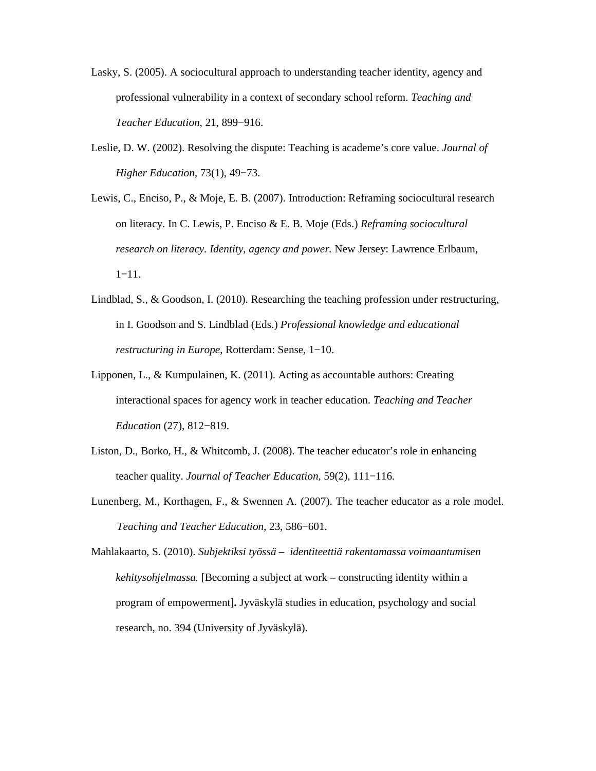Lasky, S. (2005). A sociocultural approach to understanding teacher identity, agency and professional vulnerability in a context of secondary school reform. *Teaching and Teacher Education*, 21, 899−916.

Leslie, D. W. (2002). Resolving the dispute: Teaching is academe's core value. *Journal of Higher Education*, 73(1), 49−73.

Lewis, C., Enciso, P., & Moje, E. B. (2007). Introduction: Reframing sociocultural research on literacy. In C. Lewis, P. Enciso & E. B. Moje (Eds.) *Reframing sociocultural research on literacy. Identity, agency and power.* New Jersey: Lawrence Erlbaum, 1−11.

Lindblad, S., & Goodson, I. (2010). Researching the teaching profession under restructuring, in I. Goodson and S. Lindblad (Eds.) *Professional knowledge and educational restructuring in Europe*, Rotterdam: Sense, 1−10.

Lipponen, L., & Kumpulainen, K. (2011). Acting as accountable authors: Creating interactional spaces for agency work in teacher education. *Teaching and Teacher Education* (27), 812−819.

Liston, D., Borko, H., & Whitcomb, J. (2008). The teacher educator's role in enhancing teacher quality. *Journal of Teacher Education*, 59(2), 111−116.

Lunenberg, M., Korthagen, F., & Swennen A. (2007). The teacher educator as a role model. *Teaching and Teacher Education*, 23, 586−601.

Mahlakaarto, S. (2010). *Subjektiksi työssä – identiteettiä rakentamassa voimaantumisen kehitysohjelmassa.* [Becoming a subject at work – constructing identity within a program of empowerment]**.** Jyväskylä studies in education, psychology and social research, no. 394 (University of Jyväskylä).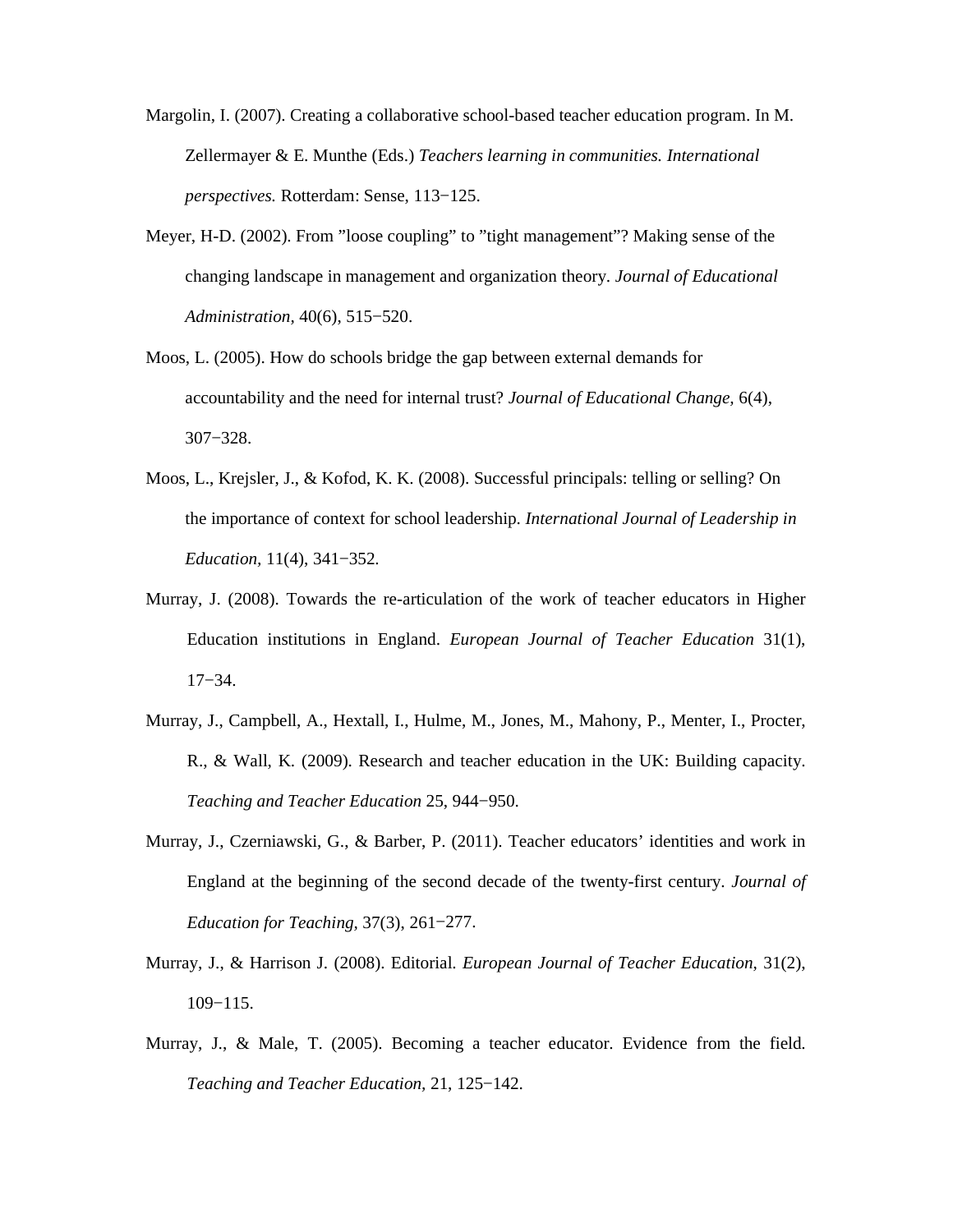Margolin, I. (2007). Creating a collaborative school-based teacher education program. In M. Zellermayer & E. Munthe (Eds.) *Teachers learning in communities. International perspectives.* Rotterdam: Sense, 113−125.

Meyer, H-D. (2002). From ”loose coupling” to ”tight management”? Making sense of the changing landscape in management and organization theory. *Journal of Educational Administration,* 40(6), 515−520.

Moos, L. (2005). How do schools bridge the gap between external demands for accountability and the need for internal trust? *Journal of Educational Change,* 6(4), 307−328.

Moos, L., Krejsler, J., & Kofod, K. K. (2008). Successful principals: telling or selling? On the importance of context for school leadership. *International Journal of Leadership in Education,* 11(4), 341−352.

Murray, J. (2008). Towards the re-articulation of the work of teacher educators in Higher Education institutions in England. *European Journal of Teacher Education* 31(1), 17−34.

Murray, J., Campbell, A., Hextall, I., Hulme, M., Jones, M., Mahony, P., Menter, I., Procter, R., & Wall, K. (2009). Research and teacher education in the UK: Building capacity. *Teaching and Teacher Education* 25, 944−950.

Murray, J., Czerniawski, G., & Barber, P. (2011). Teacher educators' identities and work in England at the beginning of the second decade of the twenty-first century. *Journal of Education for Teaching,* 37(3), 261−277.

Murray, J., & Harrison J. (2008). Editorial. *European Journal of Teacher Education*, 31(2), 109−115.

Murray, J., & Male, T. (2005). Becoming a teacher educator. Evidence from the field. *Teaching and Teacher Education,* 21, 125−142.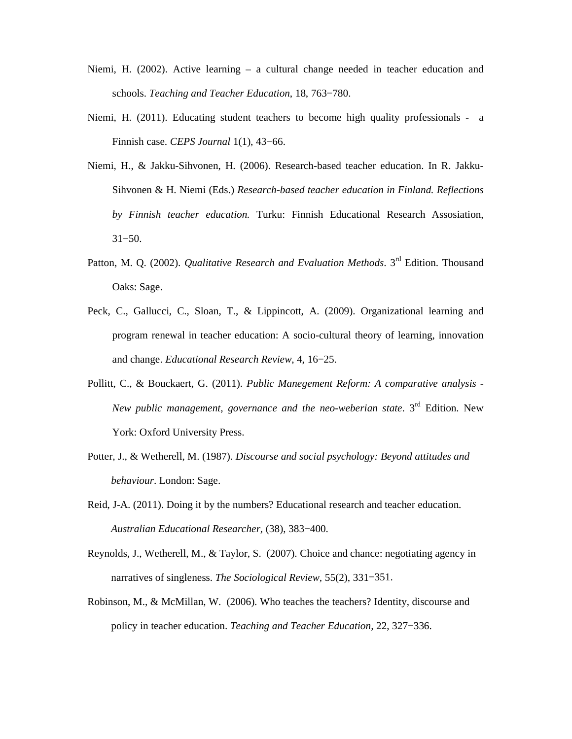Niemi, H. (2002). Active learning – a cultural change needed in teacher education and schools. *Teaching and Teacher Education*, 18, 763−780.

Niemi, H. (2011). Educating student teachers to become high quality professionals - a Finnish case. *CEPS Journal* 1(1), 43−66.

Niemi, H., & Jakku-Sihvonen, H. (2006). Research-based teacher education. In R. Jakku-Sihvonen & H. Niemi (Eds.) *Research-based teacher education in Finland. Reflections by Finnish teacher education.* Turku: Finnish Educational Research Assosiation, 31−50.

Patton, M. Q. (2002). *Qualitative Research and Evaluation Methods*. 3rd Edition. Thousand Oaks: Sage.

Peck, C., Gallucci, C., Sloan, T., & Lippincott, A. (2009). Organizational learning and program renewal in teacher education: A socio-cultural theory of learning, innovation and change. *Educational Research Review*, 4, 16−25.

Pollitt, C., & Bouckaert, G. (2011). *Public Manegement Reform: A comparative analysis - New public management, governance and the neo-weberian state*. 3rd Edition. New York: Oxford University Press.

Potter, J., & Wetherell, M. (1987). *Discourse and social psychology: Beyond attitudes and behaviour*. London: Sage.

Reid, J-A. (2011). Doing it by the numbers? Educational research and teacher education. *Australian Educational Researcher*, (38), 383−400.

Reynolds, J., Wetherell, M., & Taylor, S. (2007). Choice and chance: negotiating agency in narratives of singleness. *The Sociological Review,* 55(2), 331−351.

Robinson, M., & McMillan, W. (2006). Who teaches the teachers? Identity, discourse and policy in teacher education. *Teaching and Teacher Education*, 22, 327−336.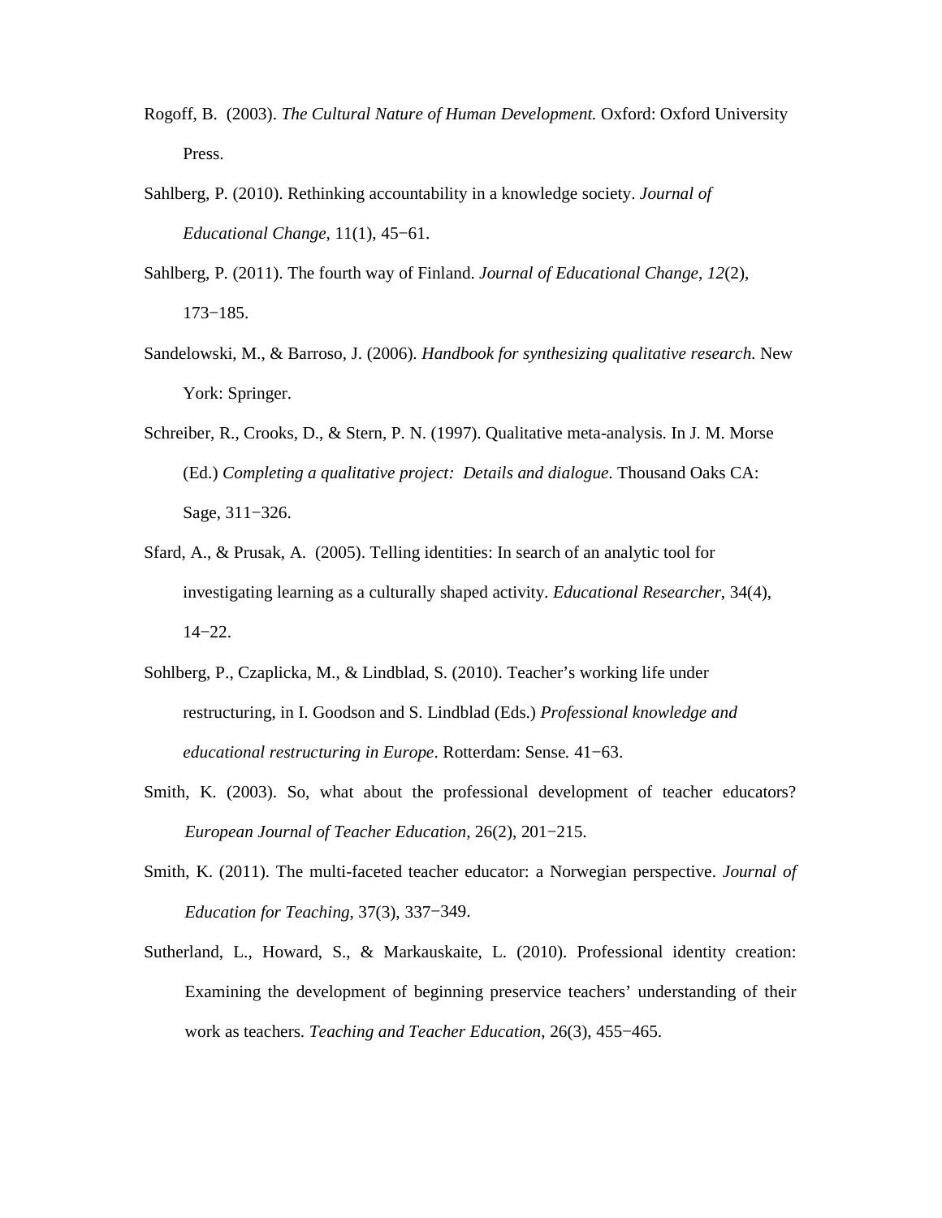Rogoff, B. (2003). *The Cultural Nature of Human Development.* Oxford: Oxford University Press.

Sahlberg, P. (2010). Rethinking accountability in a knowledge society. *Journal of Educational Change*, 11(1), 45−61.

Sahlberg, P. (2011). The fourth way of Finland. *Journal of Educational Change*, *12*(2), 173−185.

Sandelowski, M., & Barroso, J. (2006). *Handbook for synthesizing qualitative research*. New York: Springer.

Schreiber, R., Crooks, D., & Stern, P. N. (1997). Qualitative meta-analysis. In J. M. Morse (Ed.) *Completing a qualitative project: Details and dialogue*. Thousand Oaks CA: Sage, 311−326.

Sfard, A., & Prusak, A. (2005). Telling identities: In search of an analytic tool for investigating learning as a culturally shaped activity. *Educational Researcher*, 34(4), 14−22.

Sohlberg, P., Czaplicka, M., & Lindblad, S. (2010). Teacher's working life under restructuring, in I. Goodson and S. Lindblad (Eds.) *Professional knowledge and educational restructuring in Europe*. Rotterdam: Sense. 41−63.

Smith, K. (2003). So, what about the professional development of teacher educators? *European Journal of Teacher Education*, 26(2), 201−215.

Smith, K. (2011). The multi-faceted teacher educator: a Norwegian perspective. *Journal of Education for Teaching*, 37(3), 337−349.

Sutherland, L., Howard, S., & Markauskaite, L. (2010). Professional identity creation: Examining the development of beginning preservice teachers' understanding of their work as teachers. *Teaching and Teacher Education*, 26(3), 455−465.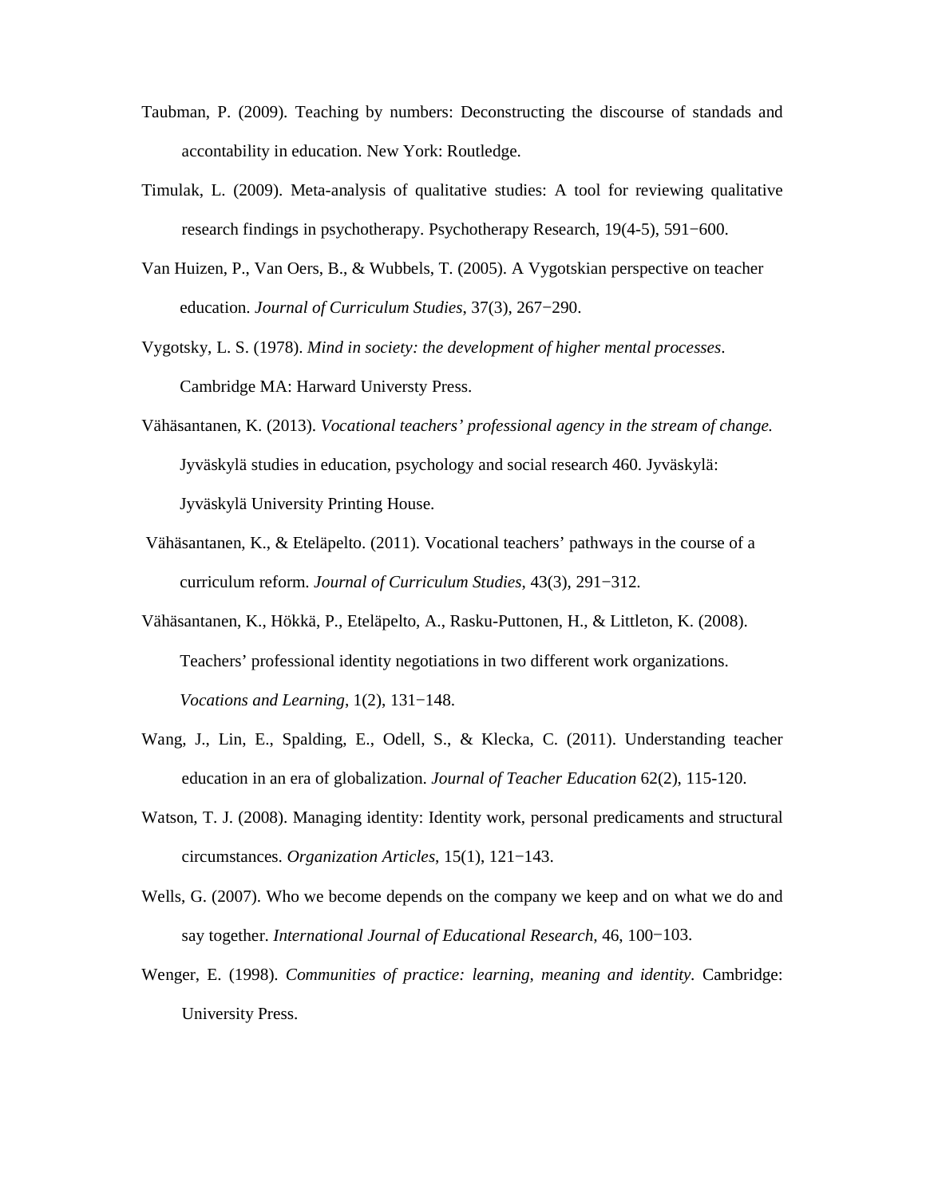Taubman, P. (2009). Teaching by numbers: Deconstructing the discourse of standads and accontability in education. New York: Routledge.

Timulak, L. (2009). Meta-analysis of qualitative studies: A tool for reviewing qualitative research findings in psychotherapy. Psychotherapy Research, 19(4-5), 591−600.

Van Huizen, P., Van Oers, B., & Wubbels, T. (2005). A Vygotskian perspective on teacher education. *Journal of Curriculum Studies*, 37(3), 267−290.

Vygotsky, L. S. (1978). *Mind in society: the development of higher mental processes*. Cambridge MA: Harward Universty Press.

Vähäsantanen, K. (2013). *Vocational teachers' professional agency in the stream of change.* Jyväskylä studies in education, psychology and social research 460. Jyväskylä: Jyväskylä University Printing House.

Vähäsantanen, K., & Eteläpelto. (2011). Vocational teachers' pathways in the course of a curriculum reform. *Journal of Curriculum Studies*, 43(3), 291−312.

Vähäsantanen, K., Hökkä, P., Eteläpelto, A., Rasku-Puttonen, H., & Littleton, K. (2008). Teachers' professional identity negotiations in two different work organizations. *Vocations and Learning*, 1(2), 131−148.

Wang, J., Lin, E., Spalding, E., Odell, S., & Klecka, C. (2011). Understanding teacher education in an era of globalization. *Journal of Teacher Education* 62(2), 115-120.

Watson, T. J. (2008). Managing identity: Identity work, personal predicaments and structural circumstances. *Organization Articles*, 15(1), 121−143.

Wells, G. (2007). Who we become depends on the company we keep and on what we do and say together. *International Journal of Educational Research,* 46, 100−103.

Wenger, E. (1998). *Communities of practice: learning, meaning and identity*. Cambridge: University Press.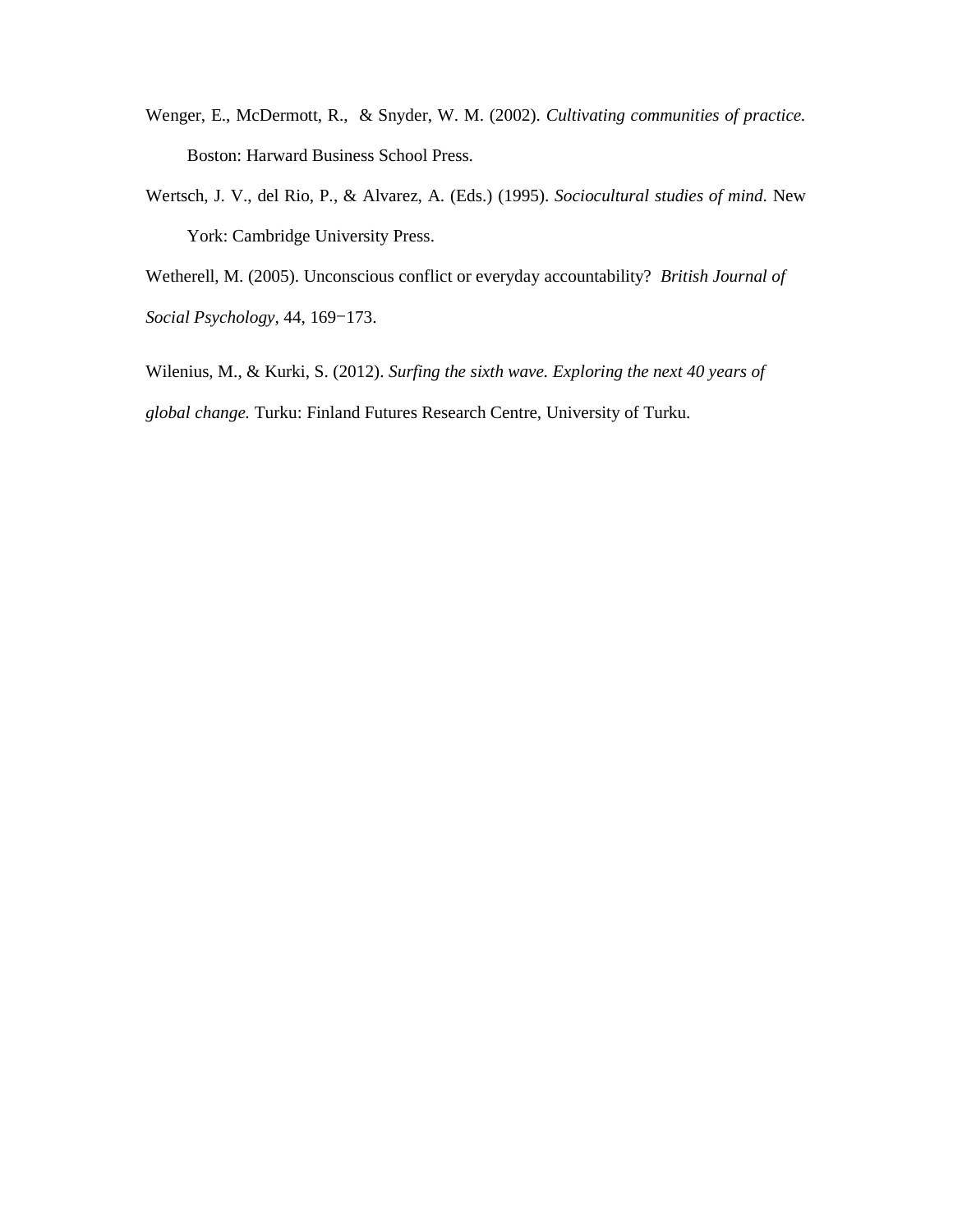Wenger, E., McDermott, R., & Snyder, W. M. (2002). *Cultivating communities of practice.* Boston: Harward Business School Press.

Wertsch, J. V., del Rio, P., & Alvarez, A. (Eds.) (1995). *Sociocultural studies of mind.* New York: Cambridge University Press.

Wetherell, M. (2005). Unconscious conflict or everyday accountability? *British Journal of Social Psychology*, 44, 169−173.

Wilenius, M., & Kurki, S. (2012). *Surfing the sixth wave. Exploring the next 40 years of global change.* Turku: Finland Futures Research Centre, University of Turku.